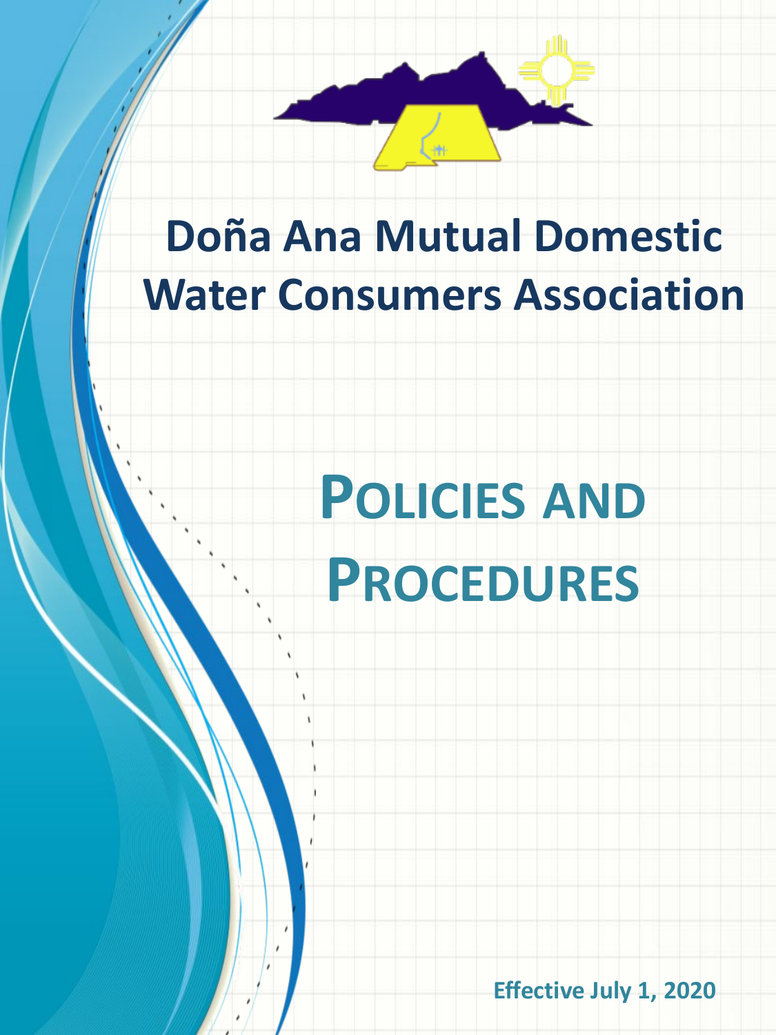# Doña Ana Mutual Domestic Water Consumers Association

# Policies and Procedures

**Effective July 1, 2020**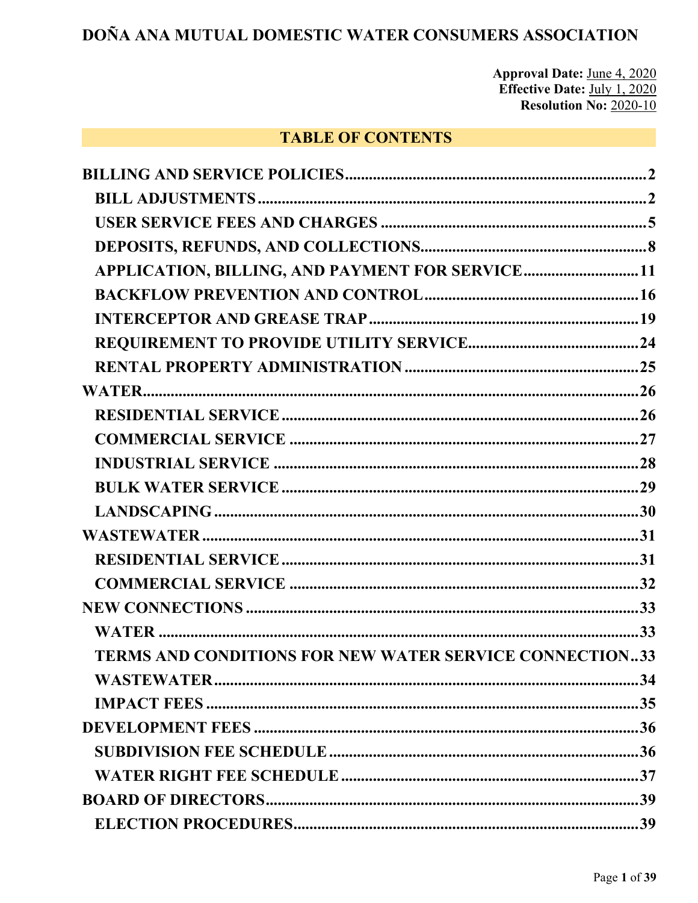# DOÑA ANA MUTUAL DOMESTIC WATER CONSUMERS ASSOCIATION

**Approval Date:** June 4, 2020
**Effective Date:** July 1, 2020
**Resolution No:** 2020-10

## TABLE OF CONTENTS

**BILLING AND SERVICE POLICIES** ..... 2
- **BILL ADJUSTMENTS** ..... 2
- **USER SERVICE FEES AND CHARGES** ..... 5
- **DEPOSITS, REFUNDS, AND COLLECTIONS** ..... 8
- **APPLICATION, BILLING, AND PAYMENT FOR SERVICE** ..... 11
- **BACKFLOW PREVENTION AND CONTROL** ..... 16
- **INTERCEPTOR AND GREASE TRAP** ..... 19
- **REQUIREMENT TO PROVIDE UTILITY SERVICE** ..... 24
- **RENTAL PROPERTY ADMINISTRATION** ..... 25

**WATER** ..... 26
- **RESIDENTIAL SERVICE** ..... 26
- **COMMERCIAL SERVICE** ..... 27
- **INDUSTRIAL SERVICE** ..... 28
- **BULK WATER SERVICE** ..... 29
- **LANDSCAPING** ..... 30

**WASTEWATER** ..... 31
- **RESIDENTIAL SERVICE** ..... 31
- **COMMERCIAL SERVICE** ..... 32

**NEW CONNECTIONS** ..... 33
- **WATER** ..... 33
- **TERMS AND CONDITIONS FOR NEW WATER SERVICE CONNECTION** ..... 33
- **WASTEWATER** ..... 34
- **IMPACT FEES** ..... 35

**DEVELOPMENT FEES** ..... 36
- **SUBDIVISION FEE SCHEDULE** ..... 36
- **WATER RIGHT FEE SCHEDULE** ..... 37

**BOARD OF DIRECTORS** ..... 39
- **ELECTION PROCEDURES** ..... 39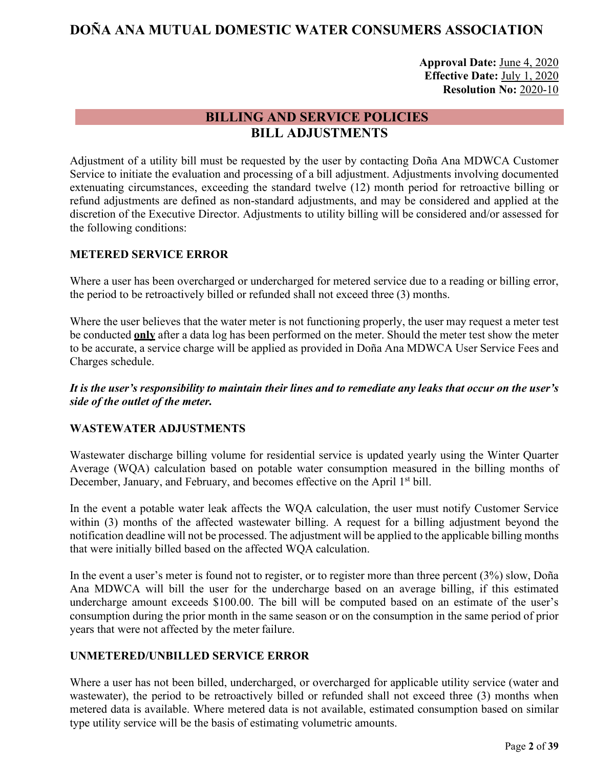# DOÑA ANA MUTUAL DOMESTIC WATER CONSUMERS ASSOCIATION

**Approval Date:** June 4, 2020
**Effective Date:** July 1, 2020
**Resolution No:** 2020-10

## BILLING AND SERVICE POLICIES

## BILL ADJUSTMENTS

Adjustment of a utility bill must be requested by the user by contacting Doña Ana MDWCA Customer Service to initiate the evaluation and processing of a bill adjustment. Adjustments involving documented extenuating circumstances, exceeding the standard twelve (12) month period for retroactive billing or refund adjustments are defined as non-standard adjustments, and may be considered and applied at the discretion of the Executive Director. Adjustments to utility billing will be considered and/or assessed for the following conditions:

### METERED SERVICE ERROR

Where a user has been overcharged or undercharged for metered service due to a reading or billing error, the period to be retroactively billed or refunded shall not exceed three (3) months.

Where the user believes that the water meter is not functioning properly, the user may request a meter test be conducted **only** after a data log has been performed on the meter. Should the meter test show the meter to be accurate, a service charge will be applied as provided in Doña Ana MDWCA User Service Fees and Charges schedule.

***It is the user's responsibility to maintain their lines and to remediate any leaks that occur on the user's side of the outlet of the meter.***

### WASTEWATER ADJUSTMENTS

Wastewater discharge billing volume for residential service is updated yearly using the Winter Quarter Average (WQA) calculation based on potable water consumption measured in the billing months of December, January, and February, and becomes effective on the April 1st bill.

In the event a potable water leak affects the WQA calculation, the user must notify Customer Service within (3) months of the affected wastewater billing. A request for a billing adjustment beyond the notification deadline will not be processed. The adjustment will be applied to the applicable billing months that were initially billed based on the affected WQA calculation.

In the event a user's meter is found not to register, or to register more than three percent (3%) slow, Doña Ana MDWCA will bill the user for the undercharge based on an average billing, if this estimated undercharge amount exceeds $100.00. The bill will be computed based on an estimate of the user's consumption during the prior month in the same season or on the consumption in the same period of prior years that were not affected by the meter failure.

### UNMETERED/UNBILLED SERVICE ERROR

Where a user has not been billed, undercharged, or overcharged for applicable utility service (water and wastewater), the period to be retroactively billed or refunded shall not exceed three (3) months when metered data is available. Where metered data is not available, estimated consumption based on similar type utility service will be the basis of estimating volumetric amounts.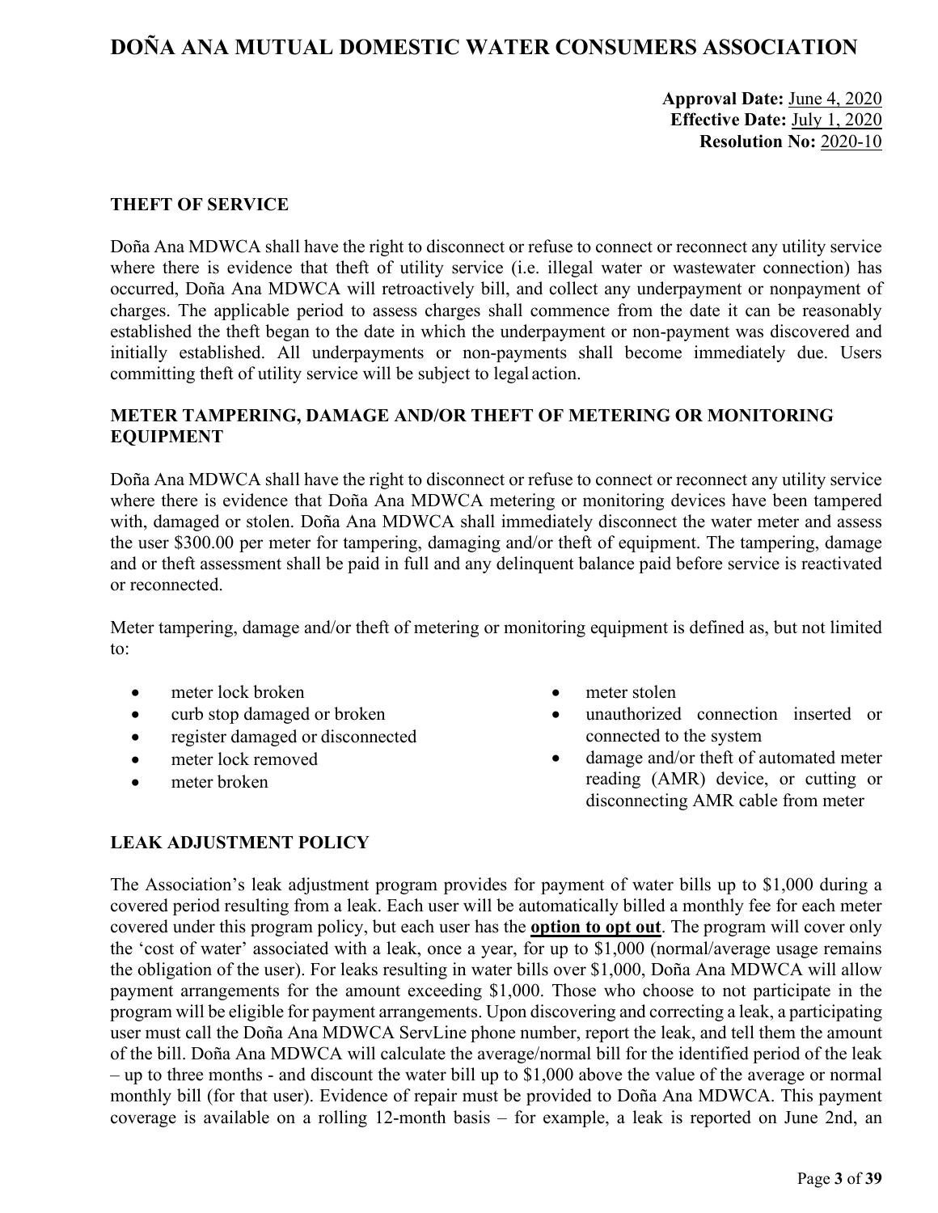**Approval Date:** June 4, 2020
**Effective Date:** July 1, 2020
**Resolution No:** 2020-10

### THEFT OF SERVICE

Doña Ana MDWCA shall have the right to disconnect or refuse to connect or reconnect any utility service where there is evidence that theft of utility service (i.e. illegal water or wastewater connection) has occurred, Doña Ana MDWCA will retroactively bill, and collect any underpayment or nonpayment of charges. The applicable period to assess charges shall commence from the date it can be reasonably established the theft began to the date in which the underpayment or non-payment was discovered and initially established. All underpayments or non-payments shall become immediately due. Users committing theft of utility service will be subject to legal action.

### METER TAMPERING, DAMAGE AND/OR THEFT OF METERING OR MONITORING EQUIPMENT

Doña Ana MDWCA shall have the right to disconnect or refuse to connect or reconnect any utility service where there is evidence that Doña Ana MDWCA metering or monitoring devices have been tampered with, damaged or stolen. Doña Ana MDWCA shall immediately disconnect the water meter and assess the user $300.00 per meter for tampering, damaging and/or theft of equipment. The tampering, damage and or theft assessment shall be paid in full and any delinquent balance paid before service is reactivated or reconnected.

Meter tampering, damage and/or theft of metering or monitoring equipment is defined as, but not limited to:

- meter lock broken
- curb stop damaged or broken
- register damaged or disconnected
- meter lock removed
- meter broken
- meter stolen
- unauthorized connection inserted or connected to the system
- damage and/or theft of automated meter reading (AMR) device, or cutting or disconnecting AMR cable from meter

### LEAK ADJUSTMENT POLICY

The Association's leak adjustment program provides for payment of water bills up to $1,000 during a covered period resulting from a leak. Each user will be automatically billed a monthly fee for each meter covered under this program policy, but each user has the **option to opt out**. The program will cover only the 'cost of water' associated with a leak, once a year, for up to $1,000 (normal/average usage remains the obligation of the user). For leaks resulting in water bills over $1,000, Doña Ana MDWCA will allow payment arrangements for the amount exceeding $1,000. Those who choose to not participate in the program will be eligible for payment arrangements. Upon discovering and correcting a leak, a participating user must call the Doña Ana MDWCA ServLine phone number, report the leak, and tell them the amount of the bill. Doña Ana MDWCA will calculate the average/normal bill for the identified period of the leak – up to three months - and discount the water bill up to $1,000 above the value of the average or normal monthly bill (for that user). Evidence of repair must be provided to Doña Ana MDWCA. This payment coverage is available on a rolling 12-month basis – for example, a leak is reported on June 2nd, an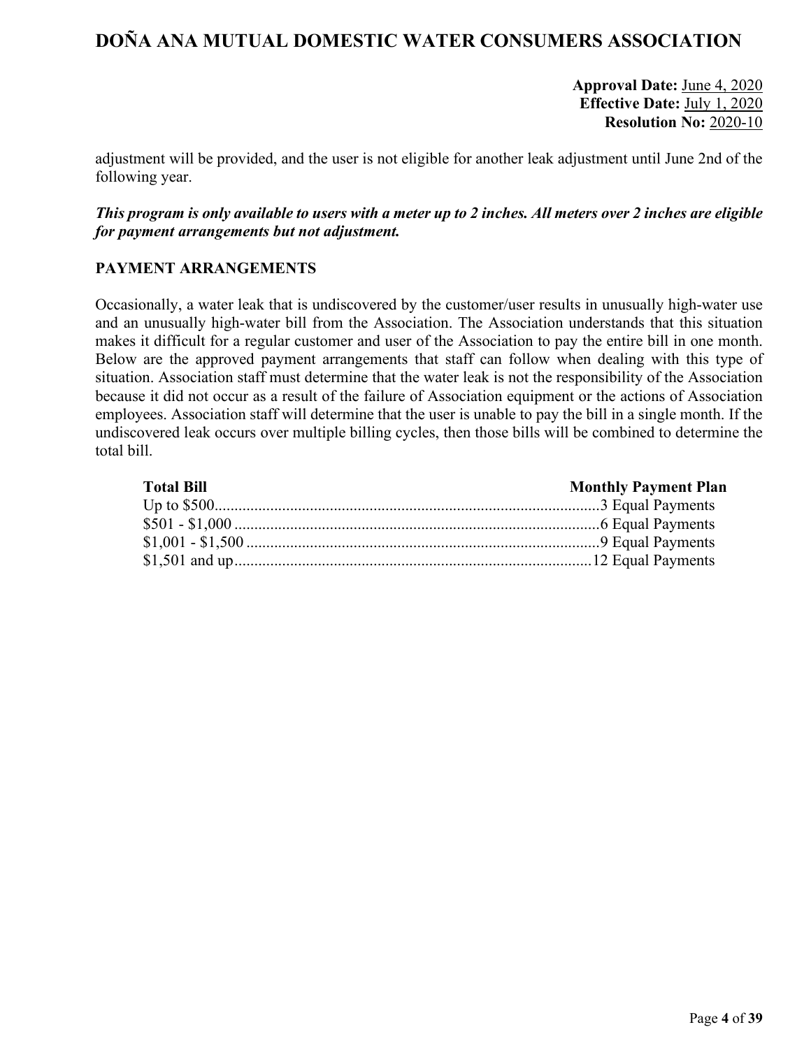adjustment will be provided, and the user is not eligible for another leak adjustment until June 2nd of the following year.

***This program is only available to users with a meter up to 2 inches. All meters over 2 inches are eligible for payment arrangements but not adjustment.***

## PAYMENT ARRANGEMENTS

Occasionally, a water leak that is undiscovered by the customer/user results in unusually high-water use and an unusually high-water bill from the Association. The Association understands that this situation makes it difficult for a regular customer and user of the Association to pay the entire bill in one month. Below are the approved payment arrangements that staff can follow when dealing with this type of situation. Association staff must determine that the water leak is not the responsibility of the Association because it did not occur as a result of the failure of Association equipment or the actions of Association employees. Association staff will determine that the user is unable to pay the bill in a single month. If the undiscovered leak occurs over multiple billing cycles, then those bills will be combined to determine the total bill.

| Total Bill | Monthly Payment Plan |
|---|---|
| Up to $500 | 3 Equal Payments |
| $501 - $1,000 | 6 Equal Payments |
| $1,001 - $1,500 | 9 Equal Payments |
| $1,501 and up | 12 Equal Payments |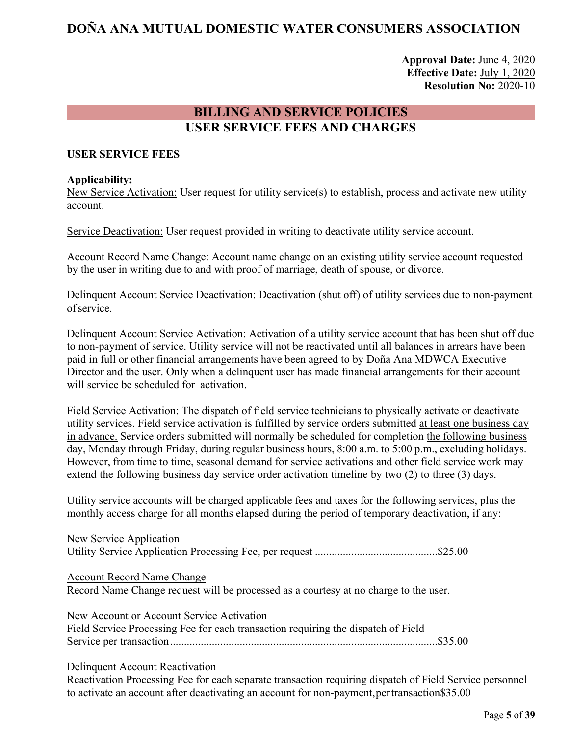# DOÑA ANA MUTUAL DOMESTIC WATER CONSUMERS ASSOCIATION

**Approval Date:** June 4, 2020
**Effective Date:** July 1, 2020
**Resolution No:** 2020-10

## BILLING AND SERVICE POLICIES
## USER SERVICE FEES AND CHARGES

### USER SERVICE FEES

**Applicability:**
New Service Activation: User request for utility service(s) to establish, process and activate new utility account.

Service Deactivation: User request provided in writing to deactivate utility service account.

Account Record Name Change: Account name change on an existing utility service account requested by the user in writing due to and with proof of marriage, death of spouse, or divorce.

Delinquent Account Service Deactivation: Deactivation (shut off) of utility services due to non-payment of service.

Delinquent Account Service Activation: Activation of a utility service account that has been shut off due to non-payment of service. Utility service will not be reactivated until all balances in arrears have been paid in full or other financial arrangements have been agreed to by Doña Ana MDWCA Executive Director and the user. Only when a delinquent user has made financial arrangements for their account will service be scheduled for activation.

Field Service Activation: The dispatch of field service technicians to physically activate or deactivate utility services. Field service activation is fulfilled by service orders submitted at least one business day in advance. Service orders submitted will normally be scheduled for completion the following business day, Monday through Friday, during regular business hours, 8:00 a.m. to 5:00 p.m., excluding holidays. However, from time to time, seasonal demand for service activations and other field service work may extend the following business day service order activation timeline by two (2) to three (3) days.

Utility service accounts will be charged applicable fees and taxes for the following services, plus the monthly access charge for all months elapsed during the period of temporary deactivation, if any:

New Service Application
Utility Service Application Processing Fee, per request ............................................$25.00

Account Record Name Change
Record Name Change request will be processed as a courtesy at no charge to the user.

New Account or Account Service Activation
Field Service Processing Fee for each transaction requiring the dispatch of Field Service per transaction................................................................................................$35.00

Delinquent Account Reactivation
Reactivation Processing Fee for each separate transaction requiring dispatch of Field Service personnel to activate an account after deactivating an account for non-payment, per transaction $35.00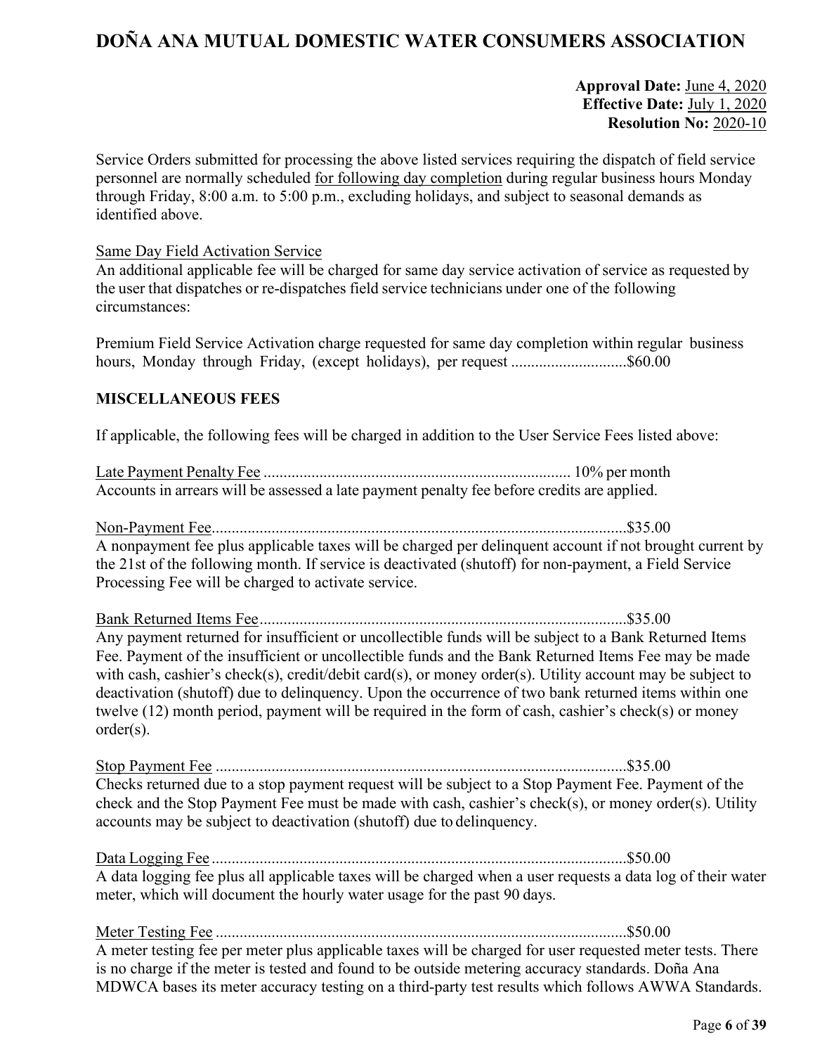**Approval Date:** June 4, 2020
**Effective Date:** July 1, 2020
**Resolution No:** 2020-10

Service Orders submitted for processing the above listed services requiring the dispatch of field service personnel are normally scheduled for following day completion during regular business hours Monday through Friday, 8:00 a.m. to 5:00 p.m., excluding holidays, and subject to seasonal demands as identified above.

Same Day Field Activation Service

An additional applicable fee will be charged for same day service activation of service as requested by the user that dispatches or re-dispatches field service technicians under one of the following circumstances:

Premium Field Service Activation charge requested for same day completion within regular business hours, Monday through Friday, (except holidays), per request ............................$60.00

**MISCELLANEOUS FEES**

If applicable, the following fees will be charged in addition to the User Service Fees listed above:

Late Payment Penalty Fee ............................................................................ 10% per month

Accounts in arrears will be assessed a late payment penalty fee before credits are applied.

Non-Payment Fee.......................................................................................................$35.00

A nonpayment fee plus applicable taxes will be charged per delinquent account if not brought current by the 21st of the following month. If service is deactivated (shutoff) for non-payment, a Field Service Processing Fee will be charged to activate service.

Bank Returned Items Fee...........................................................................................$35.00

Any payment returned for insufficient or uncollectible funds will be subject to a Bank Returned Items Fee. Payment of the insufficient or uncollectible funds and the Bank Returned Items Fee may be made with cash, cashier's check(s), credit/debit card(s), or money order(s). Utility account may be subject to deactivation (shutoff) due to delinquency. Upon the occurrence of two bank returned items within one twelve (12) month period, payment will be required in the form of cash, cashier's check(s) or money order(s).

Stop Payment Fee .....................................................................................................$35.00

Checks returned due to a stop payment request will be subject to a Stop Payment Fee. Payment of the check and the Stop Payment Fee must be made with cash, cashier's check(s), or money order(s). Utility accounts may be subject to deactivation (shutoff) due to delinquency.

Data Logging Fee ......................................................................................................$50.00

A data logging fee plus all applicable taxes will be charged when a user requests a data log of their water meter, which will document the hourly water usage for the past 90 days.

Meter Testing Fee .....................................................................................................$50.00

A meter testing fee per meter plus applicable taxes will be charged for user requested meter tests. There is no charge if the meter is tested and found to be outside metering accuracy standards. Doña Ana MDWCA bases its meter accuracy testing on a third-party test results which follows AWWA Standards.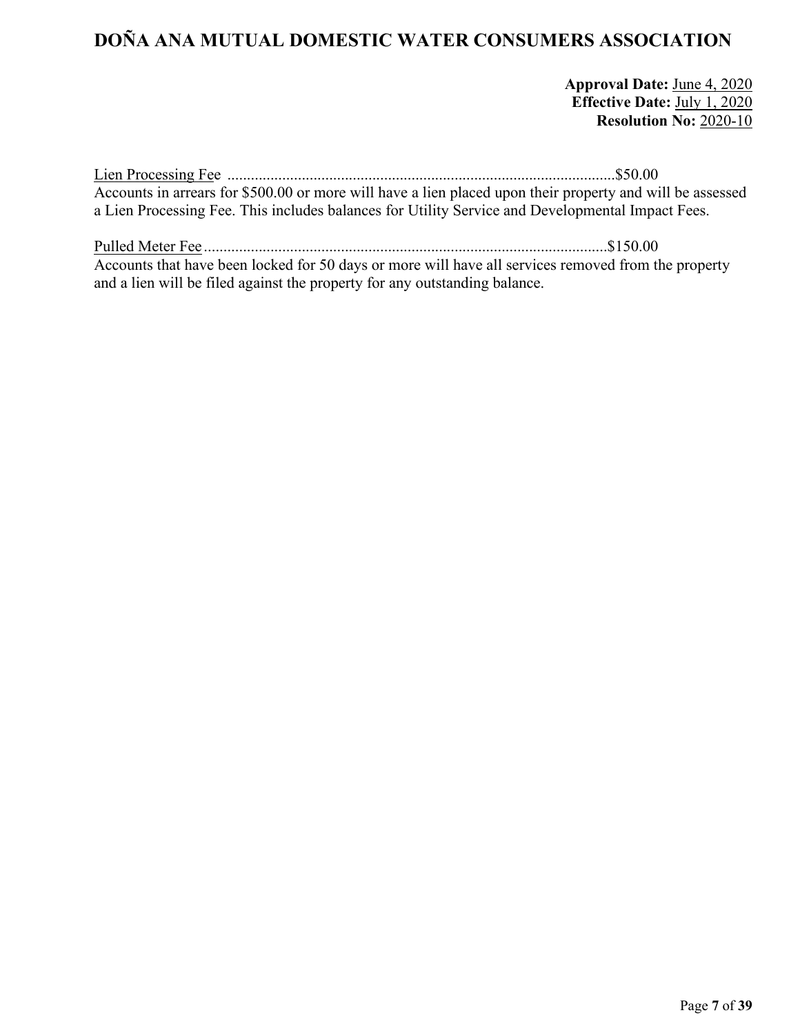Lien Processing Fee .................................................................................................$50.00
Accounts in arrears for $500.00 or more will have a lien placed upon their property and will be assessed a Lien Processing Fee. This includes balances for Utility Service and Developmental Impact Fees.

Pulled Meter Fee......................................................................................................$150.00
Accounts that have been locked for 50 days or more will have all services removed from the property and a lien will be filed against the property for any outstanding balance.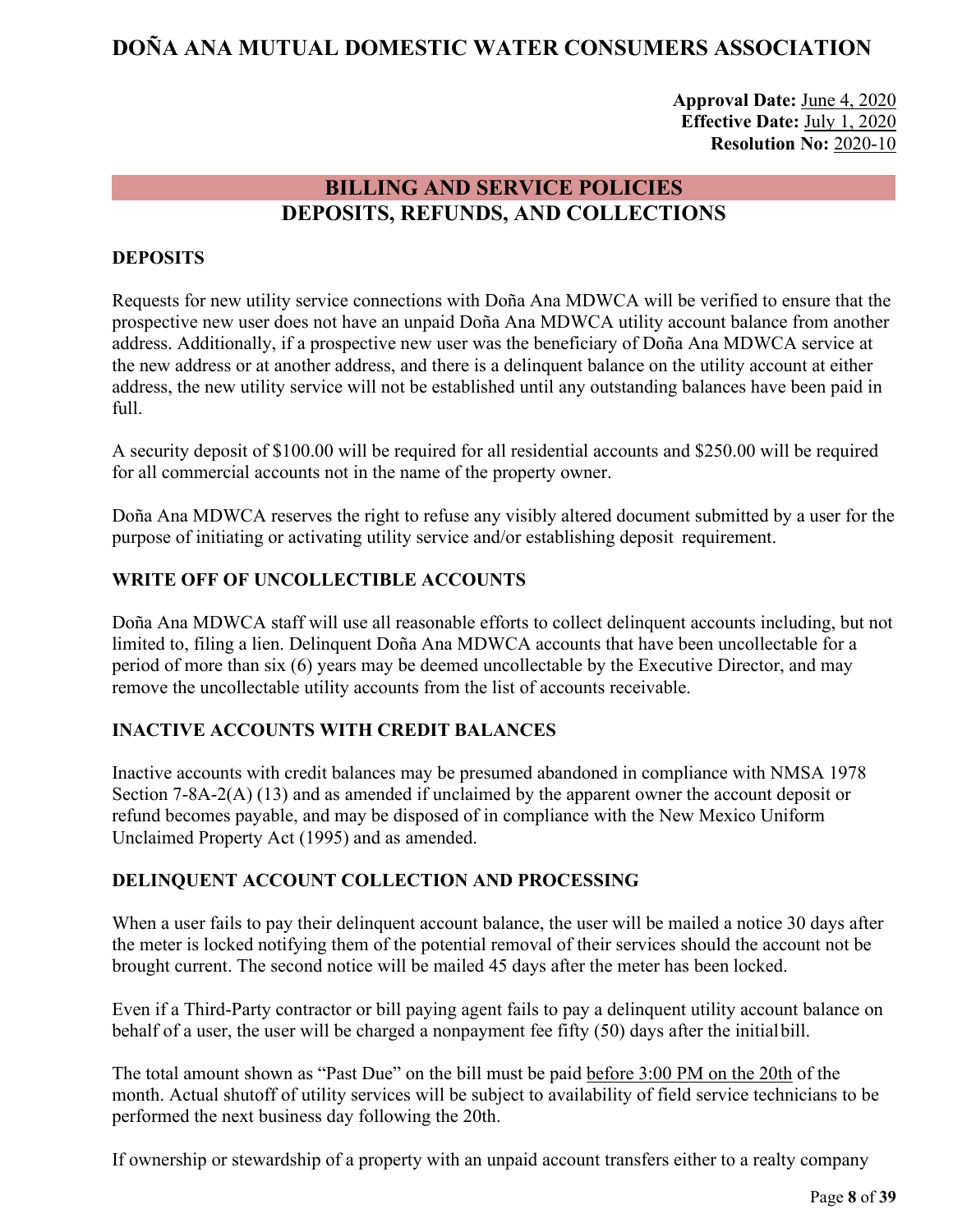# DOÑA ANA MUTUAL DOMESTIC WATER CONSUMERS ASSOCIATION

**Approval Date:** June 4, 2020
**Effective Date:** July 1, 2020
**Resolution No:** 2020-10

## BILLING AND SERVICE POLICIES
## DEPOSITS, REFUNDS, AND COLLECTIONS

### DEPOSITS

Requests for new utility service connections with Doña Ana MDWCA will be verified to ensure that the prospective new user does not have an unpaid Doña Ana MDWCA utility account balance from another address. Additionally, if a prospective new user was the beneficiary of Doña Ana MDWCA service at the new address or at another address, and there is a delinquent balance on the utility account at either address, the new utility service will not be established until any outstanding balances have been paid in full.

A security deposit of $100.00 will be required for all residential accounts and $250.00 will be required for all commercial accounts not in the name of the property owner.

Doña Ana MDWCA reserves the right to refuse any visibly altered document submitted by a user for the purpose of initiating or activating utility service and/or establishing deposit requirement.

### WRITE OFF OF UNCOLLECTIBLE ACCOUNTS

Doña Ana MDWCA staff will use all reasonable efforts to collect delinquent accounts including, but not limited to, filing a lien. Delinquent Doña Ana MDWCA accounts that have been uncollectable for a period of more than six (6) years may be deemed uncollectable by the Executive Director, and may remove the uncollectable utility accounts from the list of accounts receivable.

### INACTIVE ACCOUNTS WITH CREDIT BALANCES

Inactive accounts with credit balances may be presumed abandoned in compliance with NMSA 1978 Section 7-8A-2(A) (13) and as amended if unclaimed by the apparent owner the account deposit or refund becomes payable, and may be disposed of in compliance with the New Mexico Uniform Unclaimed Property Act (1995) and as amended.

### DELINQUENT ACCOUNT COLLECTION AND PROCESSING

When a user fails to pay their delinquent account balance, the user will be mailed a notice 30 days after the meter is locked notifying them of the potential removal of their services should the account not be brought current. The second notice will be mailed 45 days after the meter has been locked.

Even if a Third-Party contractor or bill paying agent fails to pay a delinquent utility account balance on behalf of a user, the user will be charged a nonpayment fee fifty (50) days after the initial bill.

The total amount shown as "Past Due" on the bill must be paid before 3:00 PM on the 20th of the month. Actual shutoff of utility services will be subject to availability of field service technicians to be performed the next business day following the 20th.

If ownership or stewardship of a property with an unpaid account transfers either to a realty company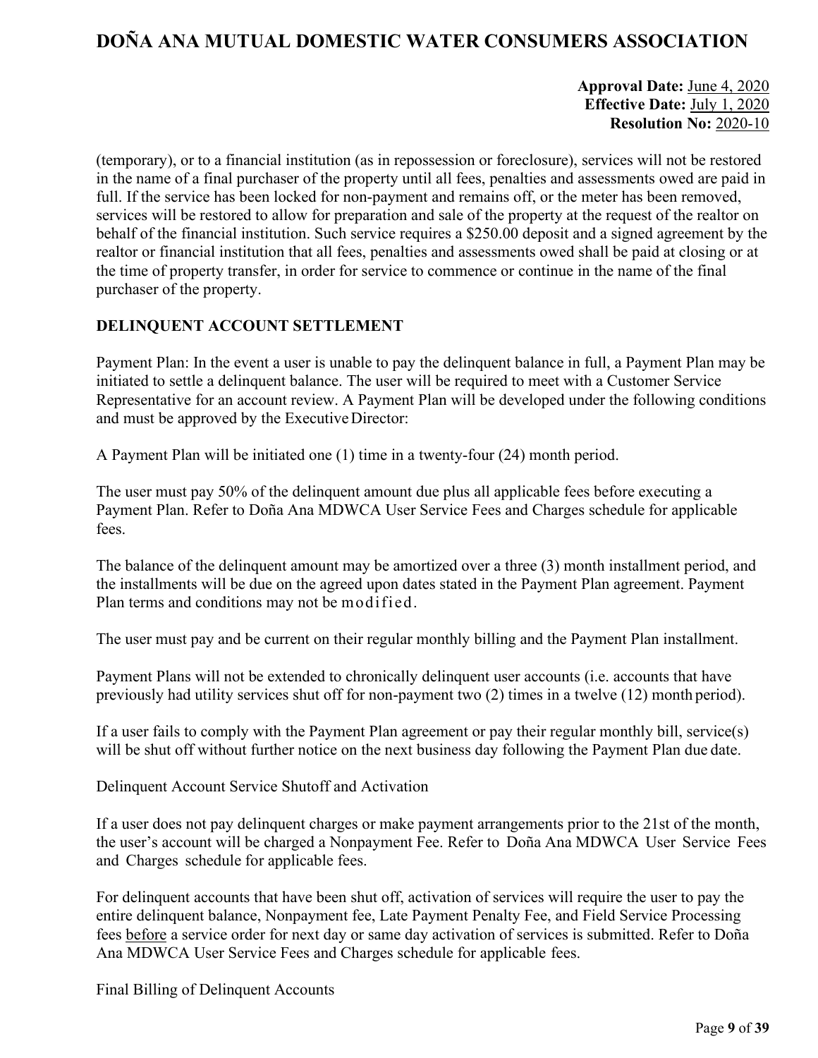(temporary), or to a financial institution (as in repossession or foreclosure), services will not be restored in the name of a final purchaser of the property until all fees, penalties and assessments owed are paid in full. If the service has been locked for non-payment and remains off, or the meter has been removed, services will be restored to allow for preparation and sale of the property at the request of the realtor on behalf of the financial institution. Such service requires a $250.00 deposit and a signed agreement by the realtor or financial institution that all fees, penalties and assessments owed shall be paid at closing or at the time of property transfer, in order for service to commence or continue in the name of the final purchaser of the property.

### DELINQUENT ACCOUNT SETTLEMENT

Payment Plan: In the event a user is unable to pay the delinquent balance in full, a Payment Plan may be initiated to settle a delinquent balance. The user will be required to meet with a Customer Service Representative for an account review. A Payment Plan will be developed under the following conditions and must be approved by the Executive Director:

A Payment Plan will be initiated one (1) time in a twenty-four (24) month period.

The user must pay 50% of the delinquent amount due plus all applicable fees before executing a Payment Plan. Refer to Doña Ana MDWCA User Service Fees and Charges schedule for applicable fees.

The balance of the delinquent amount may be amortized over a three (3) month installment period, and the installments will be due on the agreed upon dates stated in the Payment Plan agreement. Payment Plan terms and conditions may not be modified.

The user must pay and be current on their regular monthly billing and the Payment Plan installment.

Payment Plans will not be extended to chronically delinquent user accounts (i.e. accounts that have previously had utility services shut off for non-payment two (2) times in a twelve (12) month period).

If a user fails to comply with the Payment Plan agreement or pay their regular monthly bill, service(s) will be shut off without further notice on the next business day following the Payment Plan due date.

Delinquent Account Service Shutoff and Activation

If a user does not pay delinquent charges or make payment arrangements prior to the 21st of the month, the user's account will be charged a Nonpayment Fee. Refer to Doña Ana MDWCA User Service Fees and Charges schedule for applicable fees.

For delinquent accounts that have been shut off, activation of services will require the user to pay the entire delinquent balance, Nonpayment fee, Late Payment Penalty Fee, and Field Service Processing fees before a service order for next day or same day activation of services is submitted. Refer to Doña Ana MDWCA User Service Fees and Charges schedule for applicable fees.

Final Billing of Delinquent Accounts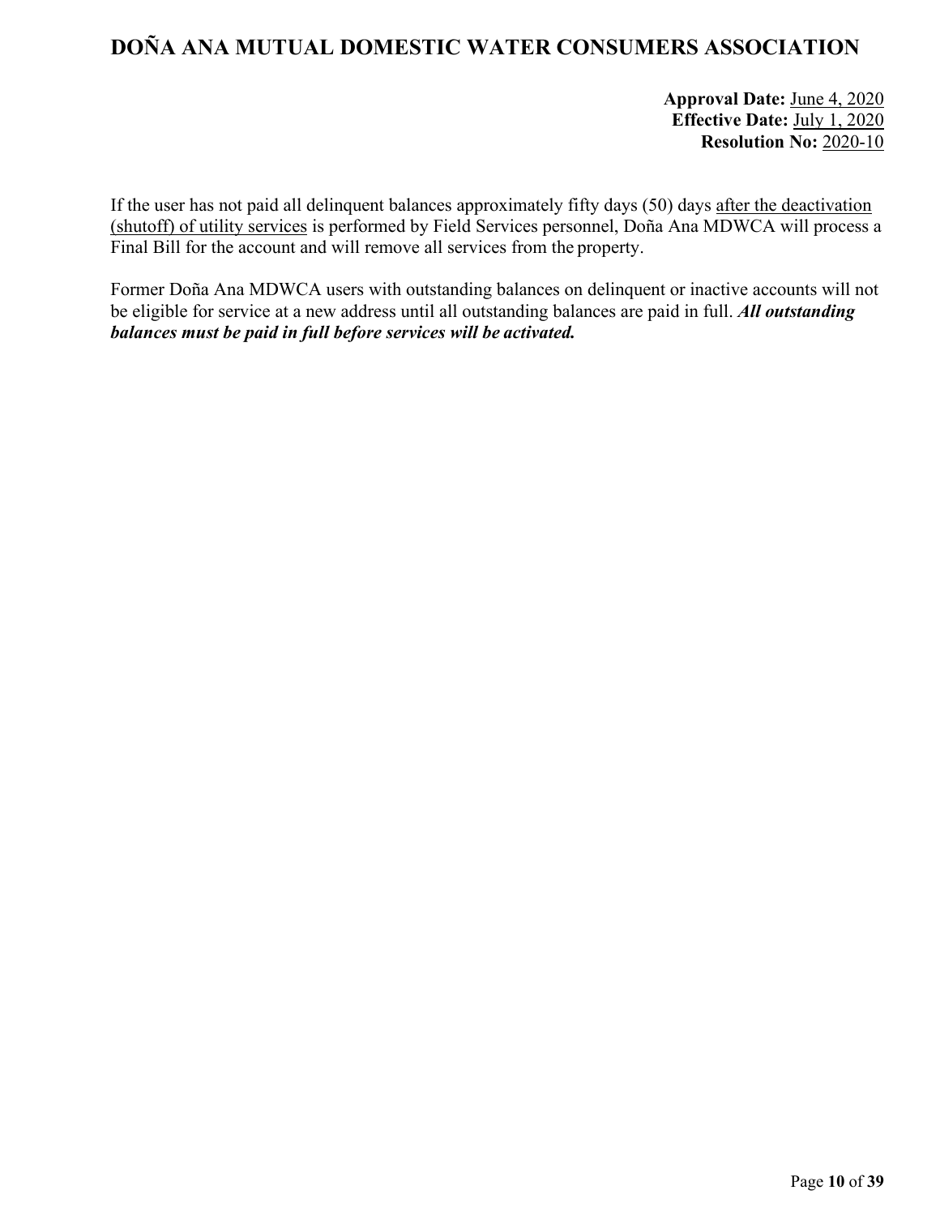If the user has not paid all delinquent balances approximately fifty days (50) days <u>after the deactivation (shutoff) of utility services</u> is performed by Field Services personnel, Doña Ana MDWCA will process a Final Bill for the account and will remove all services from the property.

Former Doña Ana MDWCA users with outstanding balances on delinquent or inactive accounts will not be eligible for service at a new address until all outstanding balances are paid in full. ***All outstanding balances must be paid in full before services will be activated.***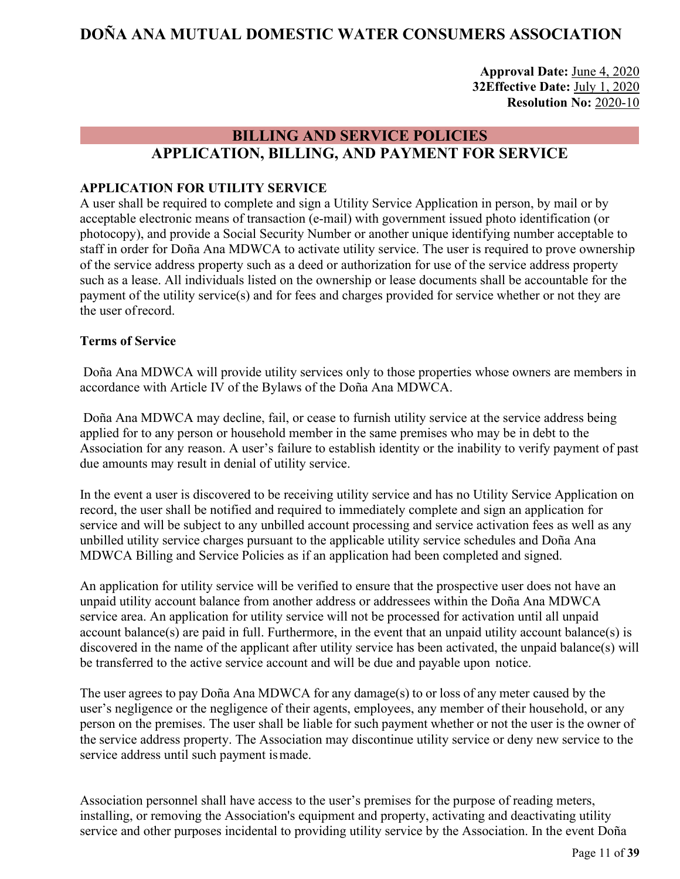# DOÑA ANA MUTUAL DOMESTIC WATER CONSUMERS ASSOCIATION

**Approval Date:** June 4, 2020
**32Effective Date:** July 1, 2020
**Resolution No:** 2020-10

## BILLING AND SERVICE POLICIES
## APPLICATION, BILLING, AND PAYMENT FOR SERVICE

### APPLICATION FOR UTILITY SERVICE

A user shall be required to complete and sign a Utility Service Application in person, by mail or by acceptable electronic means of transaction (e-mail) with government issued photo identification (or photocopy), and provide a Social Security Number or another unique identifying number acceptable to staff in order for Doña Ana MDWCA to activate utility service. The user is required to prove ownership of the service address property such as a deed or authorization for use of the service address property such as a lease. All individuals listed on the ownership or lease documents shall be accountable for the payment of the utility service(s) and for fees and charges provided for service whether or not they are the user of record.

**Terms of Service**

Doña Ana MDWCA will provide utility services only to those properties whose owners are members in accordance with Article IV of the Bylaws of the Doña Ana MDWCA.

Doña Ana MDWCA may decline, fail, or cease to furnish utility service at the service address being applied for to any person or household member in the same premises who may be in debt to the Association for any reason. A user's failure to establish identity or the inability to verify payment of past due amounts may result in denial of utility service.

In the event a user is discovered to be receiving utility service and has no Utility Service Application on record, the user shall be notified and required to immediately complete and sign an application for service and will be subject to any unbilled account processing and service activation fees as well as any unbilled utility service charges pursuant to the applicable utility service schedules and Doña Ana MDWCA Billing and Service Policies as if an application had been completed and signed.

An application for utility service will be verified to ensure that the prospective user does not have an unpaid utility account balance from another address or addressees within the Doña Ana MDWCA service area. An application for utility service will not be processed for activation until all unpaid account balance(s) are paid in full. Furthermore, in the event that an unpaid utility account balance(s) is discovered in the name of the applicant after utility service has been activated, the unpaid balance(s) will be transferred to the active service account and will be due and payable upon notice.

The user agrees to pay Doña Ana MDWCA for any damage(s) to or loss of any meter caused by the user's negligence or the negligence of their agents, employees, any member of their household, or any person on the premises. The user shall be liable for such payment whether or not the user is the owner of the service address property. The Association may discontinue utility service or deny new service to the service address until such payment is made.

Association personnel shall have access to the user's premises for the purpose of reading meters, installing, or removing the Association's equipment and property, activating and deactivating utility service and other purposes incidental to providing utility service by the Association. In the event Doña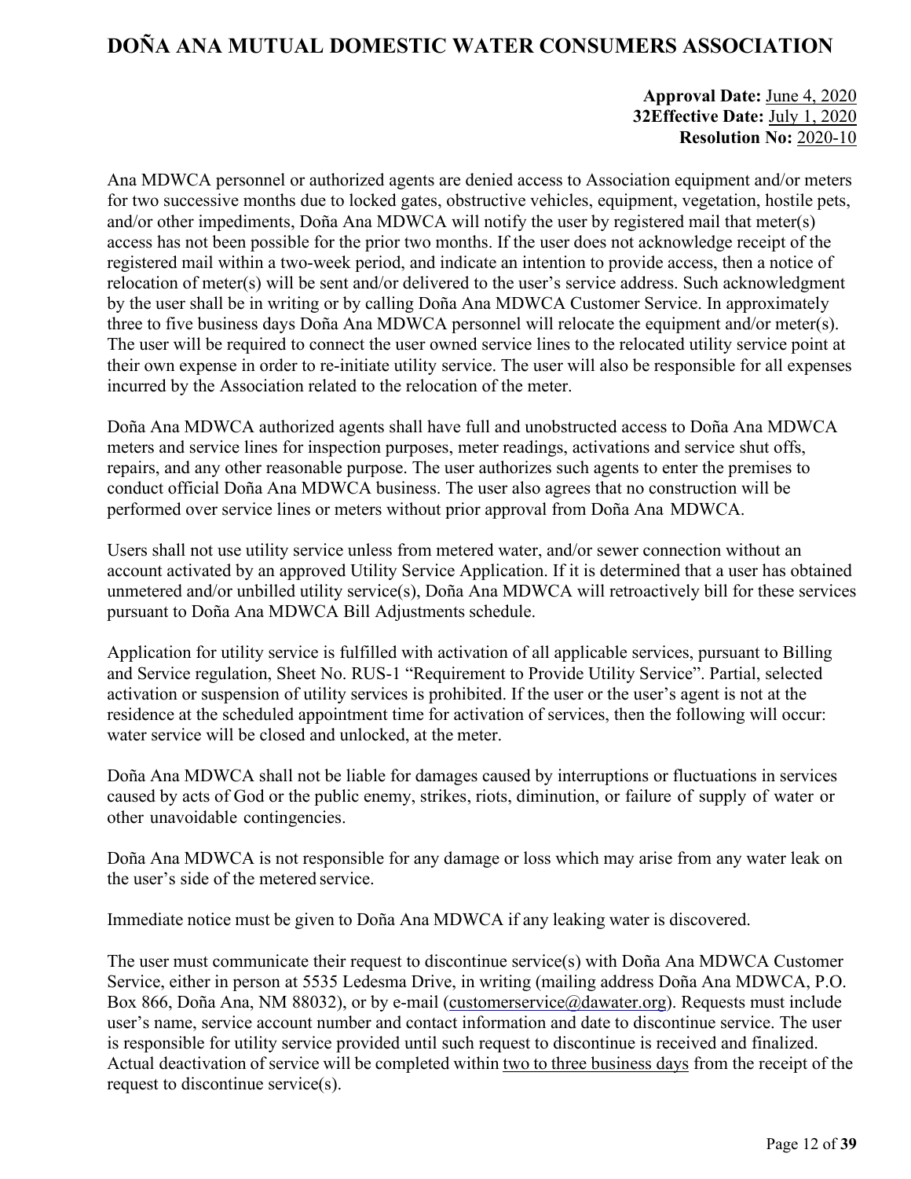Ana MDWCA personnel or authorized agents are denied access to Association equipment and/or meters for two successive months due to locked gates, obstructive vehicles, equipment, vegetation, hostile pets, and/or other impediments, Doña Ana MDWCA will notify the user by registered mail that meter(s) access has not been possible for the prior two months. If the user does not acknowledge receipt of the registered mail within a two-week period, and indicate an intention to provide access, then a notice of relocation of meter(s) will be sent and/or delivered to the user's service address. Such acknowledgment by the user shall be in writing or by calling Doña Ana MDWCA Customer Service. In approximately three to five business days Doña Ana MDWCA personnel will relocate the equipment and/or meter(s). The user will be required to connect the user owned service lines to the relocated utility service point at their own expense in order to re-initiate utility service. The user will also be responsible for all expenses incurred by the Association related to the relocation of the meter.

Doña Ana MDWCA authorized agents shall have full and unobstructed access to Doña Ana MDWCA meters and service lines for inspection purposes, meter readings, activations and service shut offs, repairs, and any other reasonable purpose. The user authorizes such agents to enter the premises to conduct official Doña Ana MDWCA business. The user also agrees that no construction will be performed over service lines or meters without prior approval from Doña Ana MDWCA.

Users shall not use utility service unless from metered water, and/or sewer connection without an account activated by an approved Utility Service Application. If it is determined that a user has obtained unmetered and/or unbilled utility service(s), Doña Ana MDWCA will retroactively bill for these services pursuant to Doña Ana MDWCA Bill Adjustments schedule.

Application for utility service is fulfilled with activation of all applicable services, pursuant to Billing and Service regulation, Sheet No. RUS-1 "Requirement to Provide Utility Service". Partial, selected activation or suspension of utility services is prohibited. If the user or the user's agent is not at the residence at the scheduled appointment time for activation of services, then the following will occur: water service will be closed and unlocked, at the meter.

Doña Ana MDWCA shall not be liable for damages caused by interruptions or fluctuations in services caused by acts of God or the public enemy, strikes, riots, diminution, or failure of supply of water or other unavoidable contingencies.

Doña Ana MDWCA is not responsible for any damage or loss which may arise from any water leak on the user's side of the metered service.

Immediate notice must be given to Doña Ana MDWCA if any leaking water is discovered.

The user must communicate their request to discontinue service(s) with Doña Ana MDWCA Customer Service, either in person at 5535 Ledesma Drive, in writing (mailing address Doña Ana MDWCA, P.O. Box 866, Doña Ana, NM 88032), or by e-mail (customerservice@dawater.org). Requests must include user's name, service account number and contact information and date to discontinue service. The user is responsible for utility service provided until such request to discontinue is received and finalized. Actual deactivation of service will be completed within two to three business days from the receipt of the request to discontinue service(s).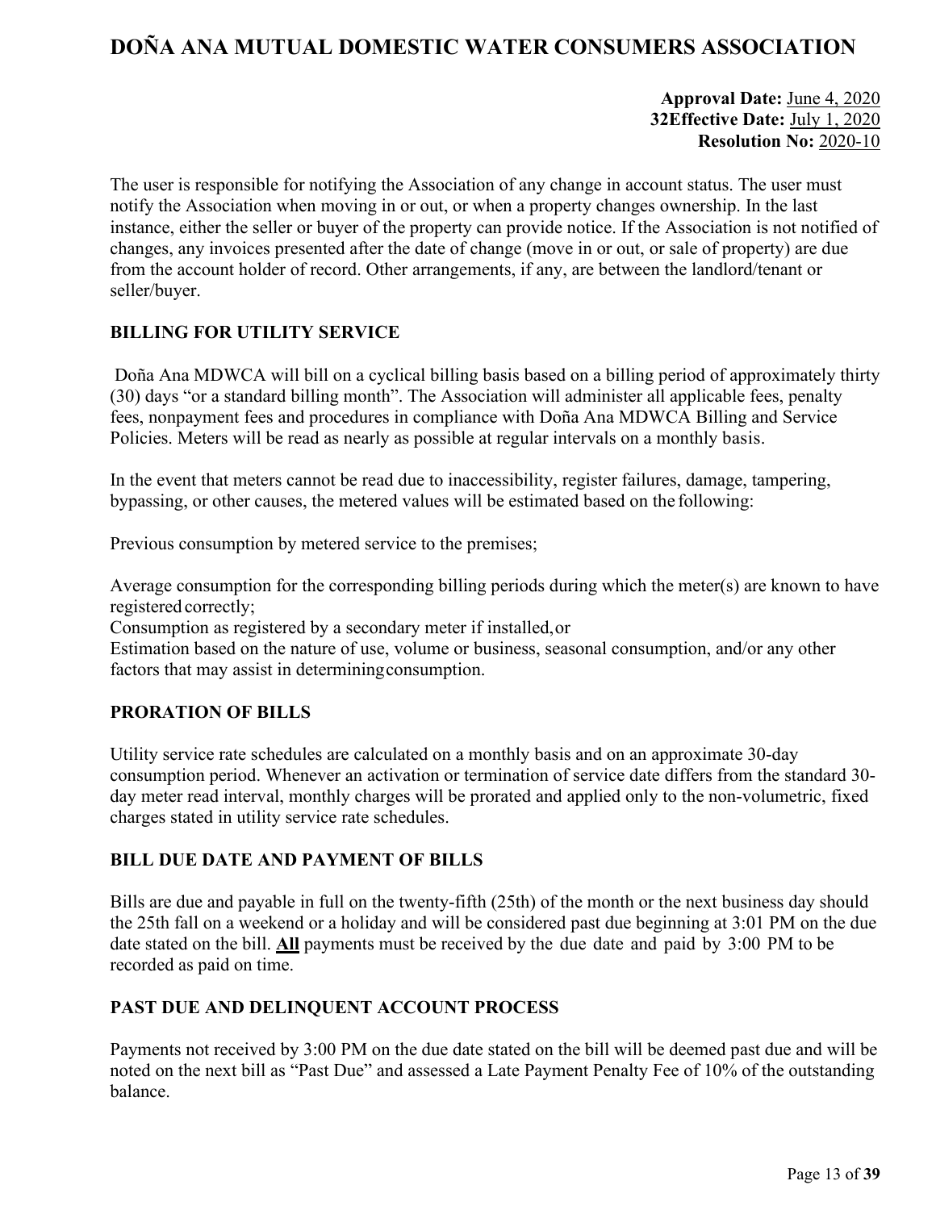The user is responsible for notifying the Association of any change in account status. The user must notify the Association when moving in or out, or when a property changes ownership. In the last instance, either the seller or buyer of the property can provide notice. If the Association is not notified of changes, any invoices presented after the date of change (move in or out, or sale of property) are due from the account holder of record. Other arrangements, if any, are between the landlord/tenant or seller/buyer.

## BILLING FOR UTILITY SERVICE

Doña Ana MDWCA will bill on a cyclical billing basis based on a billing period of approximately thirty (30) days "or a standard billing month". The Association will administer all applicable fees, penalty fees, nonpayment fees and procedures in compliance with Doña Ana MDWCA Billing and Service Policies. Meters will be read as nearly as possible at regular intervals on a monthly basis.

In the event that meters cannot be read due to inaccessibility, register failures, damage, tampering, bypassing, or other causes, the metered values will be estimated based on the following:

Previous consumption by metered service to the premises;

Average consumption for the corresponding billing periods during which the meter(s) are known to have registered correctly;

Consumption as registered by a secondary meter if installed, or

Estimation based on the nature of use, volume or business, seasonal consumption, and/or any other factors that may assist in determining consumption.

## PRORATION OF BILLS

Utility service rate schedules are calculated on a monthly basis and on an approximate 30-day consumption period. Whenever an activation or termination of service date differs from the standard 30-day meter read interval, monthly charges will be prorated and applied only to the non-volumetric, fixed charges stated in utility service rate schedules.

## BILL DUE DATE AND PAYMENT OF BILLS

Bills are due and payable in full on the twenty-fifth (25th) of the month or the next business day should the 25th fall on a weekend or a holiday and will be considered past due beginning at 3:01 PM on the due date stated on the bill. **All** payments must be received by the due date and paid by 3:00 PM to be recorded as paid on time.

## PAST DUE AND DELINQUENT ACCOUNT PROCESS

Payments not received by 3:00 PM on the due date stated on the bill will be deemed past due and will be noted on the next bill as "Past Due" and assessed a Late Payment Penalty Fee of 10% of the outstanding balance.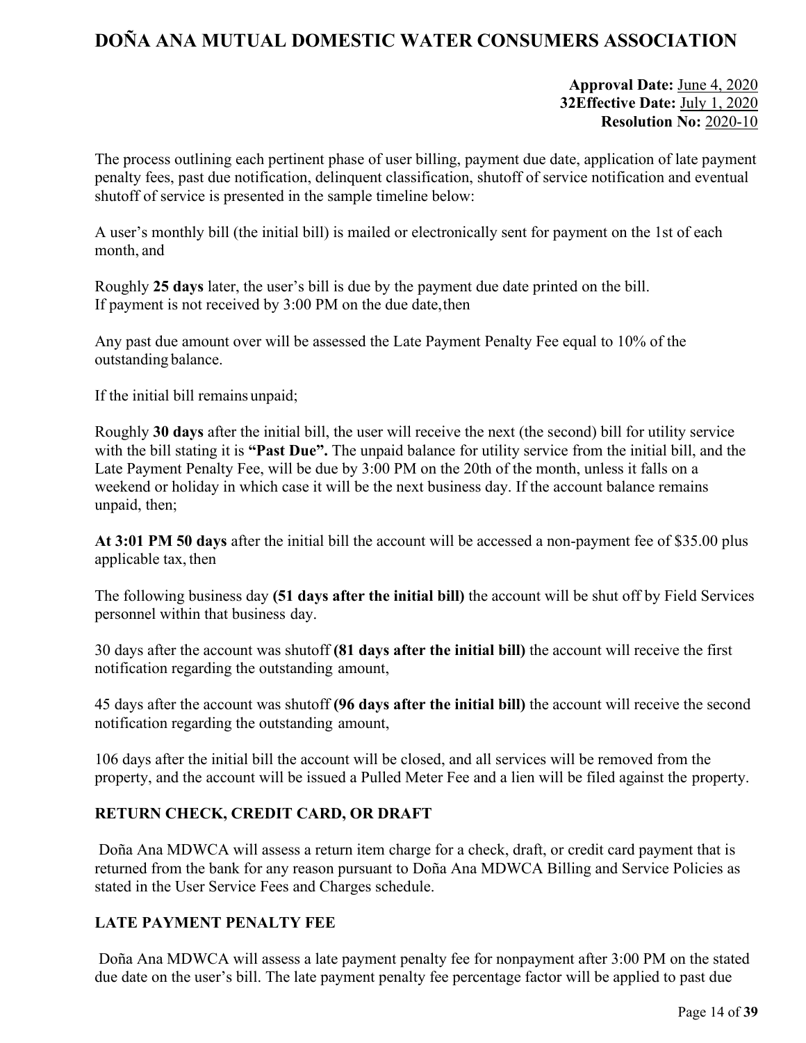**Approval Date:** June 4, 2020
**32Effective Date:** July 1, 2020
**Resolution No:** 2020-10

The process outlining each pertinent phase of user billing, payment due date, application of late payment penalty fees, past due notification, delinquent classification, shutoff of service notification and eventual shutoff of service is presented in the sample timeline below:

A user's monthly bill (the initial bill) is mailed or electronically sent for payment on the 1st of each month, and

Roughly **25 days** later, the user's bill is due by the payment due date printed on the bill. If payment is not received by 3:00 PM on the due date, then

Any past due amount over will be assessed the Late Payment Penalty Fee equal to 10% of the outstanding balance.

If the initial bill remains unpaid;

Roughly **30 days** after the initial bill, the user will receive the next (the second) bill for utility service with the bill stating it is **"Past Due".** The unpaid balance for utility service from the initial bill, and the Late Payment Penalty Fee, will be due by 3:00 PM on the 20th of the month, unless it falls on a weekend or holiday in which case it will be the next business day. If the account balance remains unpaid, then;

**At 3:01 PM 50 days** after the initial bill the account will be accessed a non-payment fee of $35.00 plus applicable tax, then

The following business day **(51 days after the initial bill)** the account will be shut off by Field Services personnel within that business day.

30 days after the account was shutoff **(81 days after the initial bill)** the account will receive the first notification regarding the outstanding amount,

45 days after the account was shutoff **(96 days after the initial bill)** the account will receive the second notification regarding the outstanding amount,

106 days after the initial bill the account will be closed, and all services will be removed from the property, and the account will be issued a Pulled Meter Fee and a lien will be filed against the property.

## RETURN CHECK, CREDIT CARD, OR DRAFT

Doña Ana MDWCA will assess a return item charge for a check, draft, or credit card payment that is returned from the bank for any reason pursuant to Doña Ana MDWCA Billing and Service Policies as stated in the User Service Fees and Charges schedule.

## LATE PAYMENT PENALTY FEE

Doña Ana MDWCA will assess a late payment penalty fee for nonpayment after 3:00 PM on the stated due date on the user's bill. The late payment penalty fee percentage factor will be applied to past due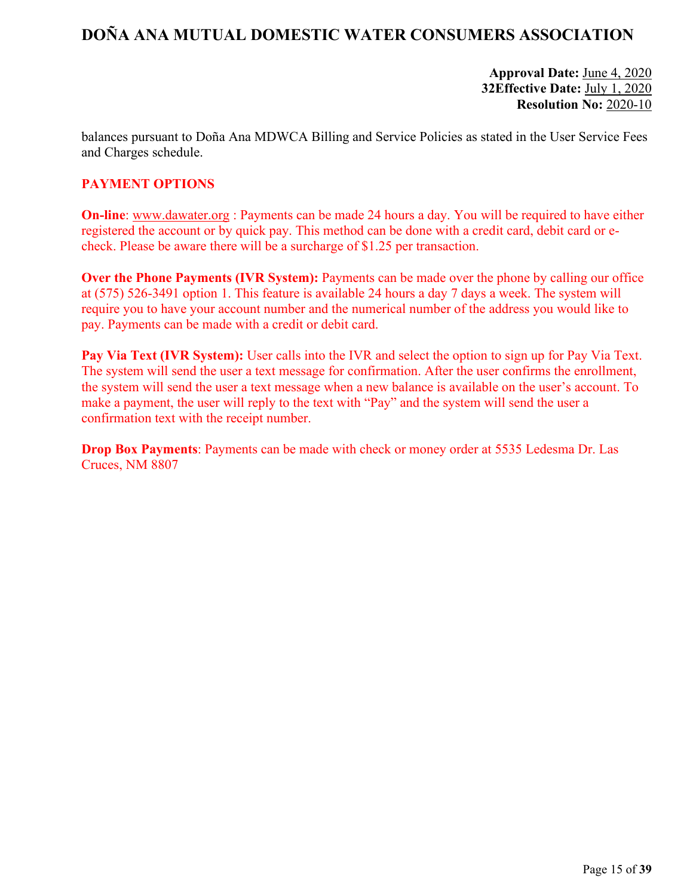balances pursuant to Doña Ana MDWCA Billing and Service Policies as stated in the User Service Fees and Charges schedule.

**PAYMENT OPTIONS**

**On-line**: www.dawater.org : Payments can be made 24 hours a day. You will be required to have either registered the account or by quick pay. This method can be done with a credit card, debit card or e-check. Please be aware there will be a surcharge of $1.25 per transaction.

**Over the Phone Payments (IVR System):** Payments can be made over the phone by calling our office at (575) 526-3491 option 1. This feature is available 24 hours a day 7 days a week. The system will require you to have your account number and the numerical number of the address you would like to pay. Payments can be made with a credit or debit card.

**Pay Via Text (IVR System):** User calls into the IVR and select the option to sign up for Pay Via Text. The system will send the user a text message for confirmation. After the user confirms the enrollment, the system will send the user a text message when a new balance is available on the user's account. To make a payment, the user will reply to the text with "Pay" and the system will send the user a confirmation text with the receipt number.

**Drop Box Payments**: Payments can be made with check or money order at 5535 Ledesma Dr. Las Cruces, NM 8807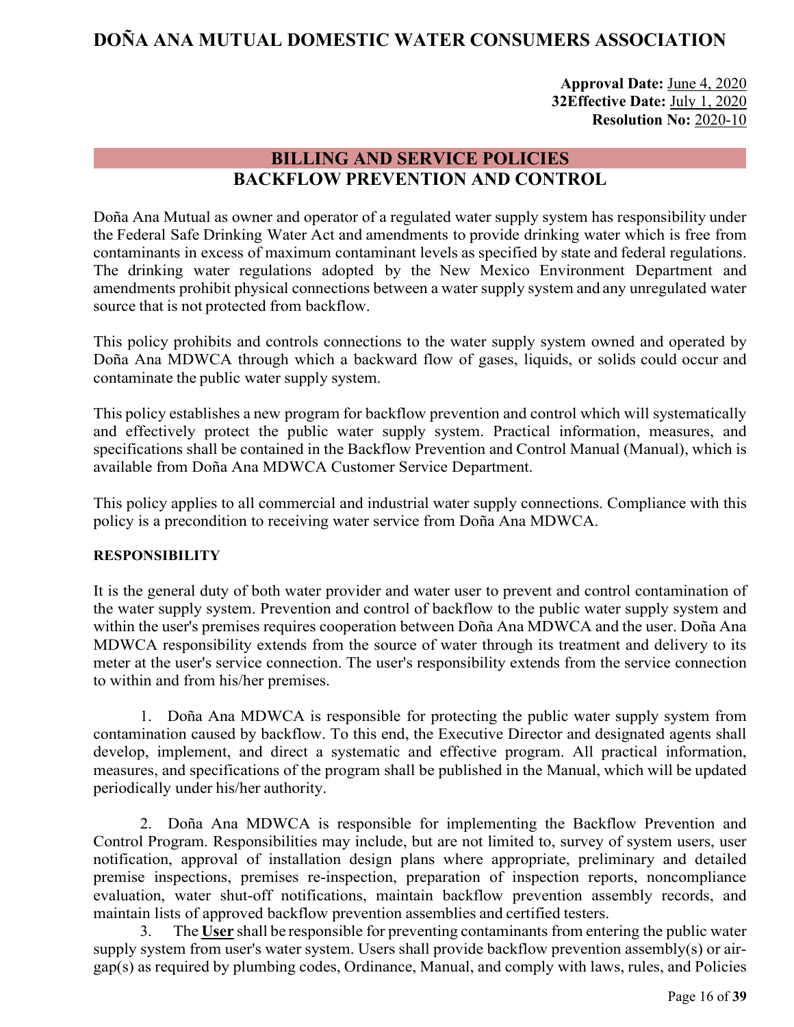# DOÑA ANA MUTUAL DOMESTIC WATER CONSUMERS ASSOCIATION

**Approval Date:** June 4, 2020
**32Effective Date:** July 1, 2020
**Resolution No:** 2020-10

## BILLING AND SERVICE POLICIES
## BACKFLOW PREVENTION AND CONTROL

Doña Ana Mutual as owner and operator of a regulated water supply system has responsibility under the Federal Safe Drinking Water Act and amendments to provide drinking water which is free from contaminants in excess of maximum contaminant levels as specified by state and federal regulations. The drinking water regulations adopted by the New Mexico Environment Department and amendments prohibit physical connections between a water supply system and any unregulated water source that is not protected from backflow.

This policy prohibits and controls connections to the water supply system owned and operated by Doña Ana MDWCA through which a backward flow of gases, liquids, or solids could occur and contaminate the public water supply system.

This policy establishes a new program for backflow prevention and control which will systematically and effectively protect the public water supply system. Practical information, measures, and specifications shall be contained in the Backflow Prevention and Control Manual (Manual), which is available from Doña Ana MDWCA Customer Service Department.

This policy applies to all commercial and industrial water supply connections. Compliance with this policy is a precondition to receiving water service from Doña Ana MDWCA.

### RESPONSIBILITY

It is the general duty of both water provider and water user to prevent and control contamination of the water supply system. Prevention and control of backflow to the public water supply system and within the user's premises requires cooperation between Doña Ana MDWCA and the user. Doña Ana MDWCA responsibility extends from the source of water through its treatment and delivery to its meter at the user's service connection. The user's responsibility extends from the service connection to within and from his/her premises.

1. Doña Ana MDWCA is responsible for protecting the public water supply system from contamination caused by backflow. To this end, the Executive Director and designated agents shall develop, implement, and direct a systematic and effective program. All practical information, measures, and specifications of the program shall be published in the Manual, which will be updated periodically under his/her authority.

2. Doña Ana MDWCA is responsible for implementing the Backflow Prevention and Control Program. Responsibilities may include, but are not limited to, survey of system users, user notification, approval of installation design plans where appropriate, preliminary and detailed premise inspections, premises re-inspection, preparation of inspection reports, noncompliance evaluation, water shut-off notifications, maintain backflow prevention assembly records, and maintain lists of approved backflow prevention assemblies and certified testers.

3. The **<u>User</u>** shall be responsible for preventing contaminants from entering the public water supply system from user's water system. Users shall provide backflow prevention assembly(s) or air-gap(s) as required by plumbing codes, Ordinance, Manual, and comply with laws, rules, and Policies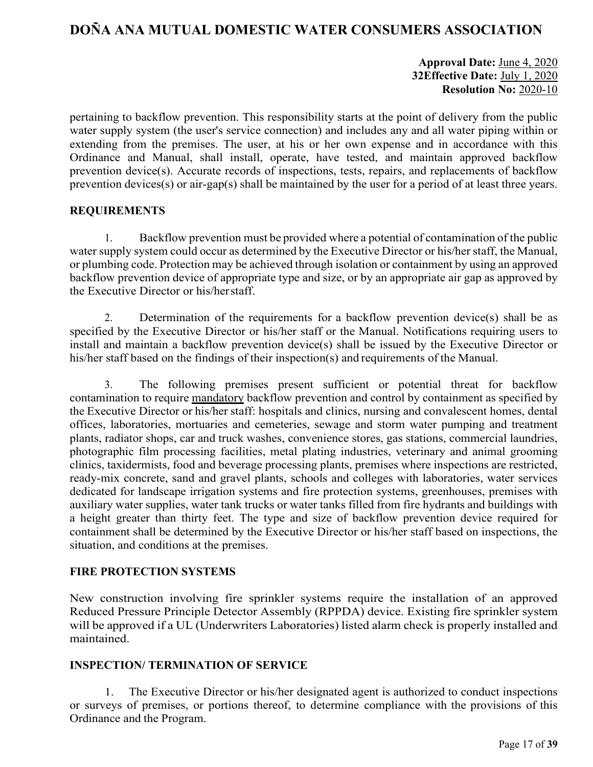pertaining to backflow prevention. This responsibility starts at the point of delivery from the public water supply system (the user's service connection) and includes any and all water piping within or extending from the premises. The user, at his or her own expense and in accordance with this Ordinance and Manual, shall install, operate, have tested, and maintain approved backflow prevention device(s). Accurate records of inspections, tests, repairs, and replacements of backflow prevention devices(s) or air-gap(s) shall be maintained by the user for a period of at least three years.

**REQUIREMENTS**

1. Backflow prevention must be provided where a potential of contamination of the public water supply system could occur as determined by the Executive Director or his/her staff, the Manual, or plumbing code. Protection may be achieved through isolation or containment by using an approved backflow prevention device of appropriate type and size, or by an appropriate air gap as approved by the Executive Director or his/her staff.

2. Determination of the requirements for a backflow prevention device(s) shall be as specified by the Executive Director or his/her staff or the Manual. Notifications requiring users to install and maintain a backflow prevention device(s) shall be issued by the Executive Director or his/her staff based on the findings of their inspection(s) and requirements of the Manual.

3. The following premises present sufficient or potential threat for backflow contamination to require mandatory backflow prevention and control by containment as specified by the Executive Director or his/her staff: hospitals and clinics, nursing and convalescent homes, dental offices, laboratories, mortuaries and cemeteries, sewage and storm water pumping and treatment plants, radiator shops, car and truck washes, convenience stores, gas stations, commercial laundries, photographic film processing facilities, metal plating industries, veterinary and animal grooming clinics, taxidermists, food and beverage processing plants, premises where inspections are restricted, ready-mix concrete, sand and gravel plants, schools and colleges with laboratories, water services dedicated for landscape irrigation systems and fire protection systems, greenhouses, premises with auxiliary water supplies, water tank trucks or water tanks filled from fire hydrants and buildings with a height greater than thirty feet. The type and size of backflow prevention device required for containment shall be determined by the Executive Director or his/her staff based on inspections, the situation, and conditions at the premises.

**FIRE PROTECTION SYSTEMS**

New construction involving fire sprinkler systems require the installation of an approved Reduced Pressure Principle Detector Assembly (RPPDA) device. Existing fire sprinkler system will be approved if a UL (Underwriters Laboratories) listed alarm check is properly installed and maintained.

**INSPECTION/ TERMINATION OF SERVICE**

1. The Executive Director or his/her designated agent is authorized to conduct inspections or surveys of premises, or portions thereof, to determine compliance with the provisions of this Ordinance and the Program.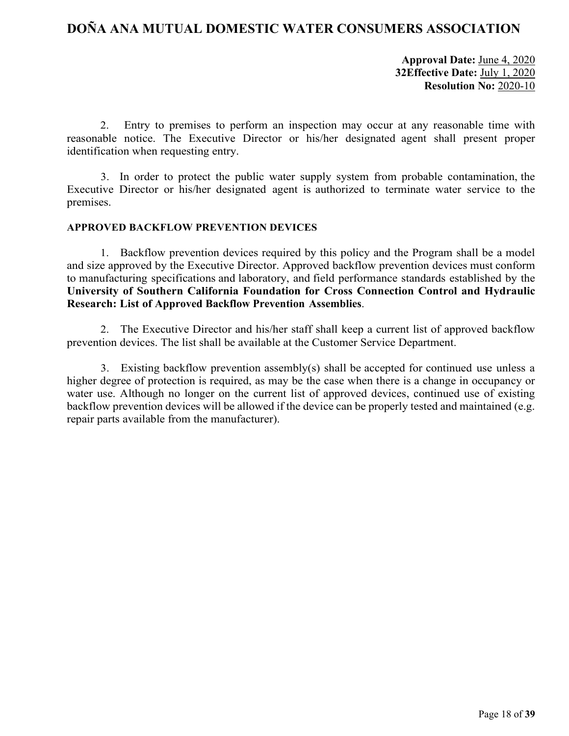2. Entry to premises to perform an inspection may occur at any reasonable time with reasonable notice. The Executive Director or his/her designated agent shall present proper identification when requesting entry.

3. In order to protect the public water supply system from probable contamination, the Executive Director or his/her designated agent is authorized to terminate water service to the premises.

**APPROVED BACKFLOW PREVENTION DEVICES**

1. Backflow prevention devices required by this policy and the Program shall be a model and size approved by the Executive Director. Approved backflow prevention devices must conform to manufacturing specifications and laboratory, and field performance standards established by the **University of Southern California Foundation for Cross Connection Control and Hydraulic Research: List of Approved Backflow Prevention Assemblies**.

2. The Executive Director and his/her staff shall keep a current list of approved backflow prevention devices. The list shall be available at the Customer Service Department.

3. Existing backflow prevention assembly(s) shall be accepted for continued use unless a higher degree of protection is required, as may be the case when there is a change in occupancy or water use. Although no longer on the current list of approved devices, continued use of existing backflow prevention devices will be allowed if the device can be properly tested and maintained (e.g. repair parts available from the manufacturer).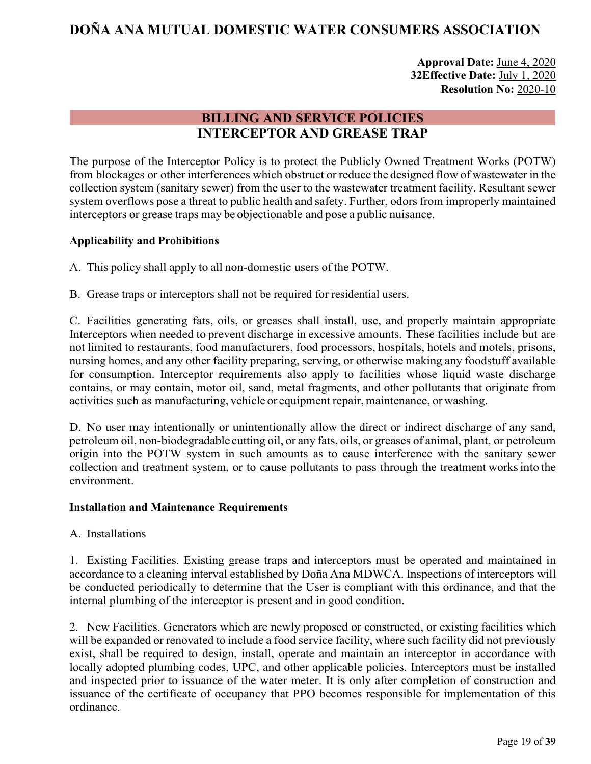# DOÑA ANA MUTUAL DOMESTIC WATER CONSUMERS ASSOCIATION

**Approval Date:** June 4, 2020
**32Effective Date:** July 1, 2020
**Resolution No:** 2020-10

## BILLING AND SERVICE POLICIES
## INTERCEPTOR AND GREASE TRAP

The purpose of the Interceptor Policy is to protect the Publicly Owned Treatment Works (POTW) from blockages or other interferences which obstruct or reduce the designed flow of wastewater in the collection system (sanitary sewer) from the user to the wastewater treatment facility. Resultant sewer system overflows pose a threat to public health and safety. Further, odors from improperly maintained interceptors or grease traps may be objectionable and pose a public nuisance.

**Applicability and Prohibitions**

A. This policy shall apply to all non-domestic users of the POTW.

B. Grease traps or interceptors shall not be required for residential users.

C. Facilities generating fats, oils, or greases shall install, use, and properly maintain appropriate Interceptors when needed to prevent discharge in excessive amounts. These facilities include but are not limited to restaurants, food manufacturers, food processors, hospitals, hotels and motels, prisons, nursing homes, and any other facility preparing, serving, or otherwise making any foodstuff available for consumption. Interceptor requirements also apply to facilities whose liquid waste discharge contains, or may contain, motor oil, sand, metal fragments, and other pollutants that originate from activities such as manufacturing, vehicle or equipment repair, maintenance, or washing.

D. No user may intentionally or unintentionally allow the direct or indirect discharge of any sand, petroleum oil, non-biodegradable cutting oil, or any fats, oils, or greases of animal, plant, or petroleum origin into the POTW system in such amounts as to cause interference with the sanitary sewer collection and treatment system, or to cause pollutants to pass through the treatment works into the environment.

**Installation and Maintenance Requirements**

A. Installations

1. Existing Facilities. Existing grease traps and interceptors must be operated and maintained in accordance to a cleaning interval established by Doña Ana MDWCA. Inspections of interceptors will be conducted periodically to determine that the User is compliant with this ordinance, and that the internal plumbing of the interceptor is present and in good condition.

2. New Facilities. Generators which are newly proposed or constructed, or existing facilities which will be expanded or renovated to include a food service facility, where such facility did not previously exist, shall be required to design, install, operate and maintain an interceptor in accordance with locally adopted plumbing codes, UPC, and other applicable policies. Interceptors must be installed and inspected prior to issuance of the water meter. It is only after completion of construction and issuance of the certificate of occupancy that PPO becomes responsible for implementation of this ordinance.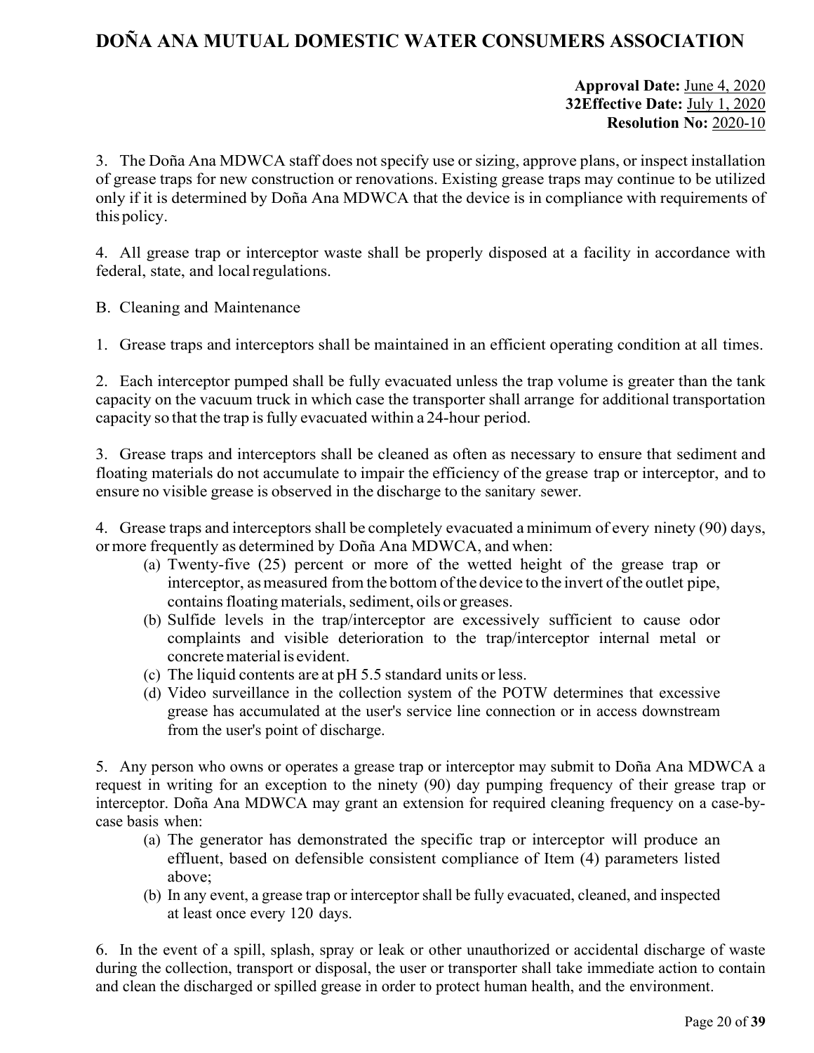3. The Doña Ana MDWCA staff does not specify use or sizing, approve plans, or inspect installation of grease traps for new construction or renovations. Existing grease traps may continue to be utilized only if it is determined by Doña Ana MDWCA that the device is in compliance with requirements of this policy.

4. All grease trap or interceptor waste shall be properly disposed at a facility in accordance with federal, state, and local regulations.

B. Cleaning and Maintenance

1. Grease traps and interceptors shall be maintained in an efficient operating condition at all times.

2. Each interceptor pumped shall be fully evacuated unless the trap volume is greater than the tank capacity on the vacuum truck in which case the transporter shall arrange for additional transportation capacity so that the trap is fully evacuated within a 24-hour period.

3. Grease traps and interceptors shall be cleaned as often as necessary to ensure that sediment and floating materials do not accumulate to impair the efficiency of the grease trap or interceptor, and to ensure no visible grease is observed in the discharge to the sanitary sewer.

4. Grease traps and interceptors shall be completely evacuated a minimum of every ninety (90) days, or more frequently as determined by Doña Ana MDWCA, and when:

   (a) Twenty-five (25) percent or more of the wetted height of the grease trap or interceptor, as measured from the bottom of the device to the invert of the outlet pipe, contains floating materials, sediment, oils or greases.
   
   (b) Sulfide levels in the trap/interceptor are excessively sufficient to cause odor complaints and visible deterioration to the trap/interceptor internal metal or concrete material is evident.
   
   (c) The liquid contents are at pH 5.5 standard units or less.
   
   (d) Video surveillance in the collection system of the POTW determines that excessive grease has accumulated at the user's service line connection or in access downstream from the user's point of discharge.

5. Any person who owns or operates a grease trap or interceptor may submit to Doña Ana MDWCA a request in writing for an exception to the ninety (90) day pumping frequency of their grease trap or interceptor. Doña Ana MDWCA may grant an extension for required cleaning frequency on a case-by-case basis when:

   (a) The generator has demonstrated the specific trap or interceptor will produce an effluent, based on defensible consistent compliance of Item (4) parameters listed above;
   
   (b) In any event, a grease trap or interceptor shall be fully evacuated, cleaned, and inspected at least once every 120 days.

6. In the event of a spill, splash, spray or leak or other unauthorized or accidental discharge of waste during the collection, transport or disposal, the user or transporter shall take immediate action to contain and clean the discharged or spilled grease in order to protect human health, and the environment.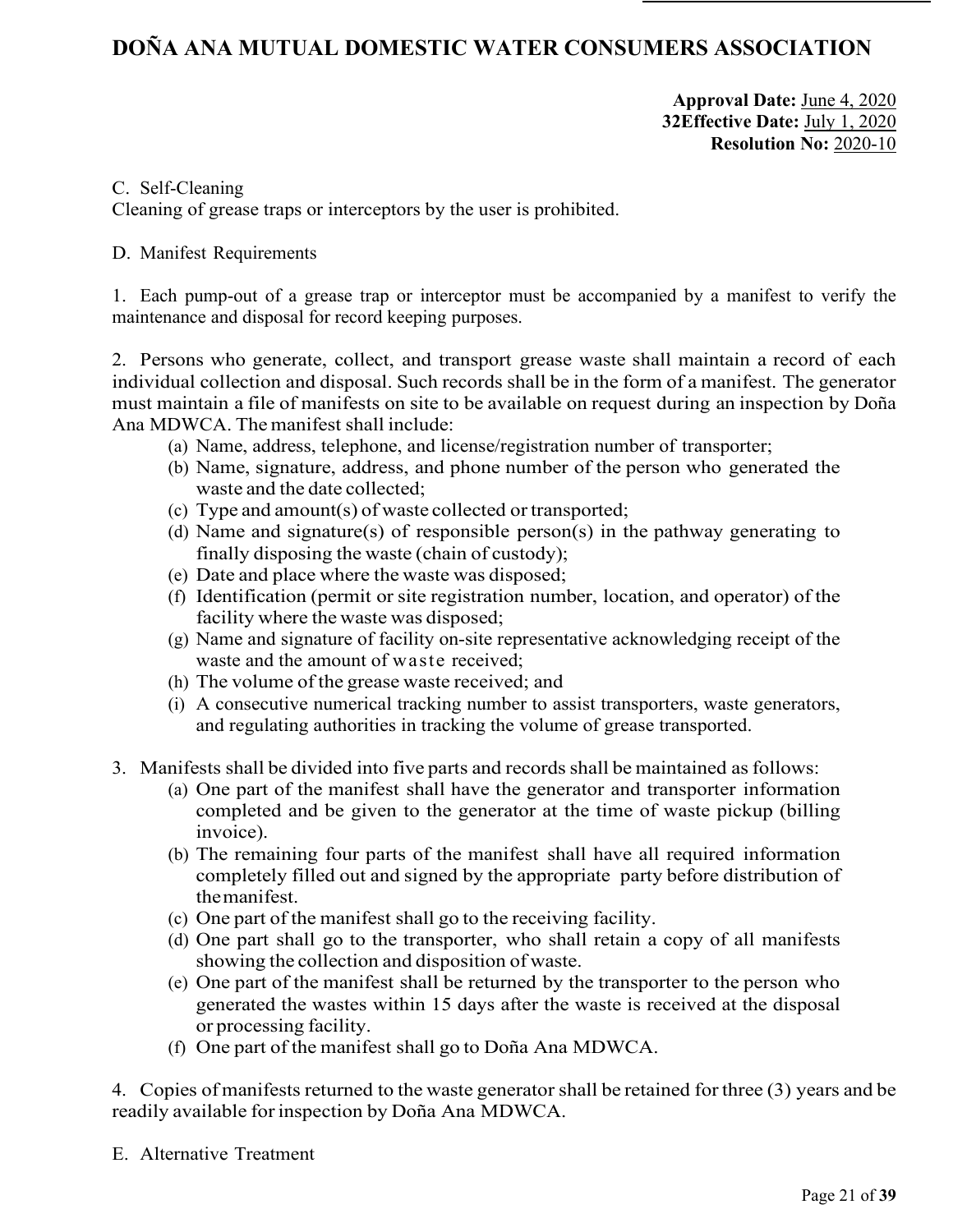C. Self-Cleaning

Cleaning of grease traps or interceptors by the user is prohibited.

D. Manifest Requirements

1. Each pump-out of a grease trap or interceptor must be accompanied by a manifest to verify the maintenance and disposal for record keeping purposes.

2. Persons who generate, collect, and transport grease waste shall maintain a record of each individual collection and disposal. Such records shall be in the form of a manifest. The generator must maintain a file of manifests on site to be available on request during an inspection by Doña Ana MDWCA. The manifest shall include:

   (a) Name, address, telephone, and license/registration number of transporter;
   (b) Name, signature, address, and phone number of the person who generated the waste and the date collected;
   (c) Type and amount(s) of waste collected or transported;
   (d) Name and signature(s) of responsible person(s) in the pathway generating to finally disposing the waste (chain of custody);
   (e) Date and place where the waste was disposed;
   (f) Identification (permit or site registration number, location, and operator) of the facility where the waste was disposed;
   (g) Name and signature of facility on-site representative acknowledging receipt of the waste and the amount of waste received;
   (h) The volume of the grease waste received; and
   (i) A consecutive numerical tracking number to assist transporters, waste generators, and regulating authorities in tracking the volume of grease transported.

3. Manifests shall be divided into five parts and records shall be maintained as follows:

   (a) One part of the manifest shall have the generator and transporter information completed and be given to the generator at the time of waste pickup (billing invoice).
   (b) The remaining four parts of the manifest shall have all required information completely filled out and signed by the appropriate party before distribution of the manifest.
   (c) One part of the manifest shall go to the receiving facility.
   (d) One part shall go to the transporter, who shall retain a copy of all manifests showing the collection and disposition of waste.
   (e) One part of the manifest shall be returned by the transporter to the person who generated the wastes within 15 days after the waste is received at the disposal or processing facility.
   (f) One part of the manifest shall go to Doña Ana MDWCA.

4. Copies of manifests returned to the waste generator shall be retained for three (3) years and be readily available for inspection by Doña Ana MDWCA.

E. Alternative Treatment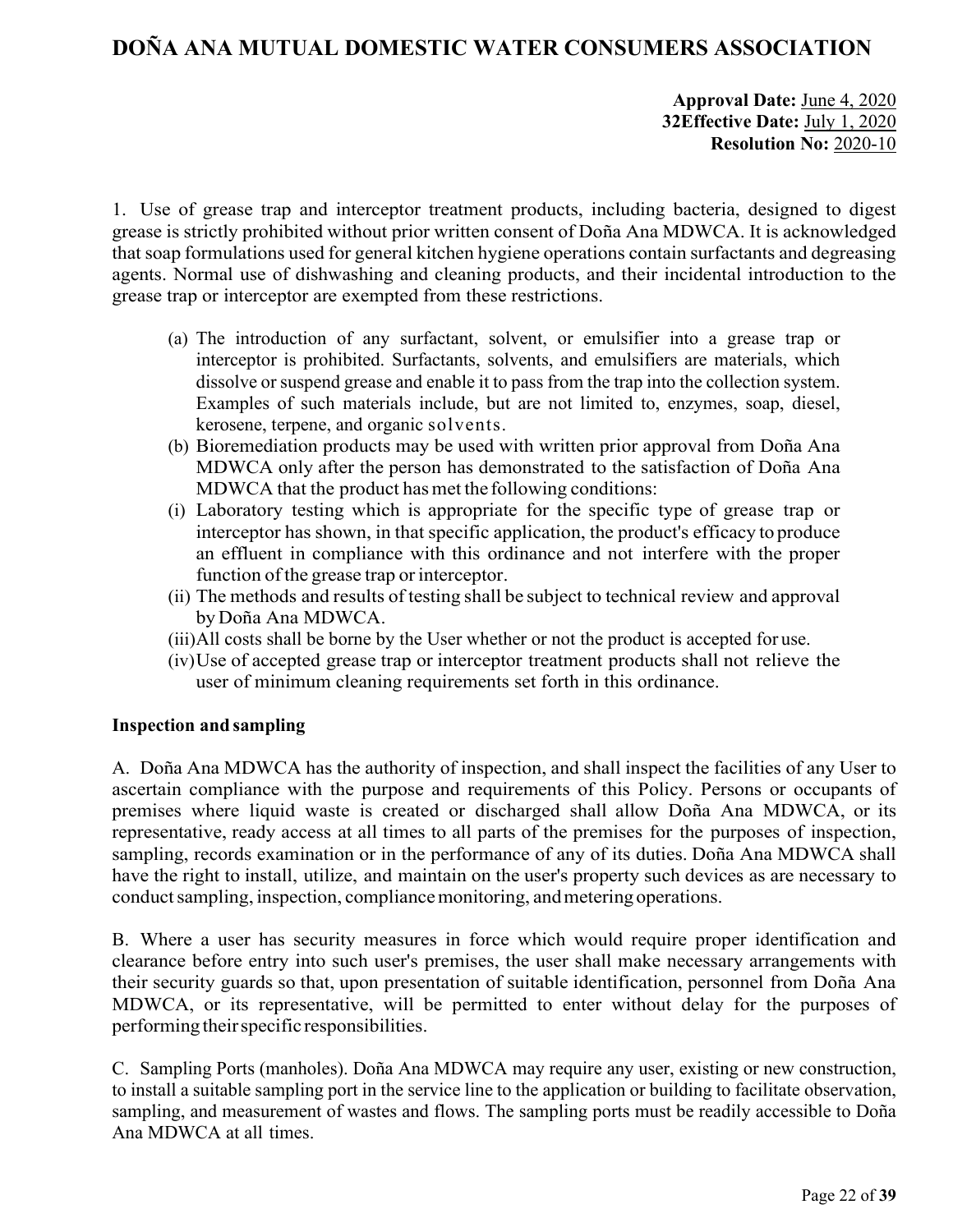1. Use of grease trap and interceptor treatment products, including bacteria, designed to digest grease is strictly prohibited without prior written consent of Doña Ana MDWCA. It is acknowledged that soap formulations used for general kitchen hygiene operations contain surfactants and degreasing agents. Normal use of dishwashing and cleaning products, and their incidental introduction to the grease trap or interceptor are exempted from these restrictions.

   (a) The introduction of any surfactant, solvent, or emulsifier into a grease trap or interceptor is prohibited. Surfactants, solvents, and emulsifiers are materials, which dissolve or suspend grease and enable it to pass from the trap into the collection system. Examples of such materials include, but are not limited to, enzymes, soap, diesel, kerosene, terpene, and organic solvents.

   (b) Bioremediation products may be used with written prior approval from Doña Ana MDWCA only after the person has demonstrated to the satisfaction of Doña Ana MDWCA that the product has met the following conditions:

   (i) Laboratory testing which is appropriate for the specific type of grease trap or interceptor has shown, in that specific application, the product's efficacy to produce an effluent in compliance with this ordinance and not interfere with the proper function of the grease trap or interceptor.

   (ii) The methods and results of testing shall be subject to technical review and approval by Doña Ana MDWCA.

   (iii) All costs shall be borne by the User whether or not the product is accepted for use.

   (iv) Use of accepted grease trap or interceptor treatment products shall not relieve the user of minimum cleaning requirements set forth in this ordinance.

**Inspection and sampling**

A. Doña Ana MDWCA has the authority of inspection, and shall inspect the facilities of any User to ascertain compliance with the purpose and requirements of this Policy. Persons or occupants of premises where liquid waste is created or discharged shall allow Doña Ana MDWCA, or its representative, ready access at all times to all parts of the premises for the purposes of inspection, sampling, records examination or in the performance of any of its duties. Doña Ana MDWCA shall have the right to install, utilize, and maintain on the user's property such devices as are necessary to conduct sampling, inspection, compliance monitoring, and metering operations.

B. Where a user has security measures in force which would require proper identification and clearance before entry into such user's premises, the user shall make necessary arrangements with their security guards so that, upon presentation of suitable identification, personnel from Doña Ana MDWCA, or its representative, will be permitted to enter without delay for the purposes of performing their specific responsibilities.

C. Sampling Ports (manholes). Doña Ana MDWCA may require any user, existing or new construction, to install a suitable sampling port in the service line to the application or building to facilitate observation, sampling, and measurement of wastes and flows. The sampling ports must be readily accessible to Doña Ana MDWCA at all times.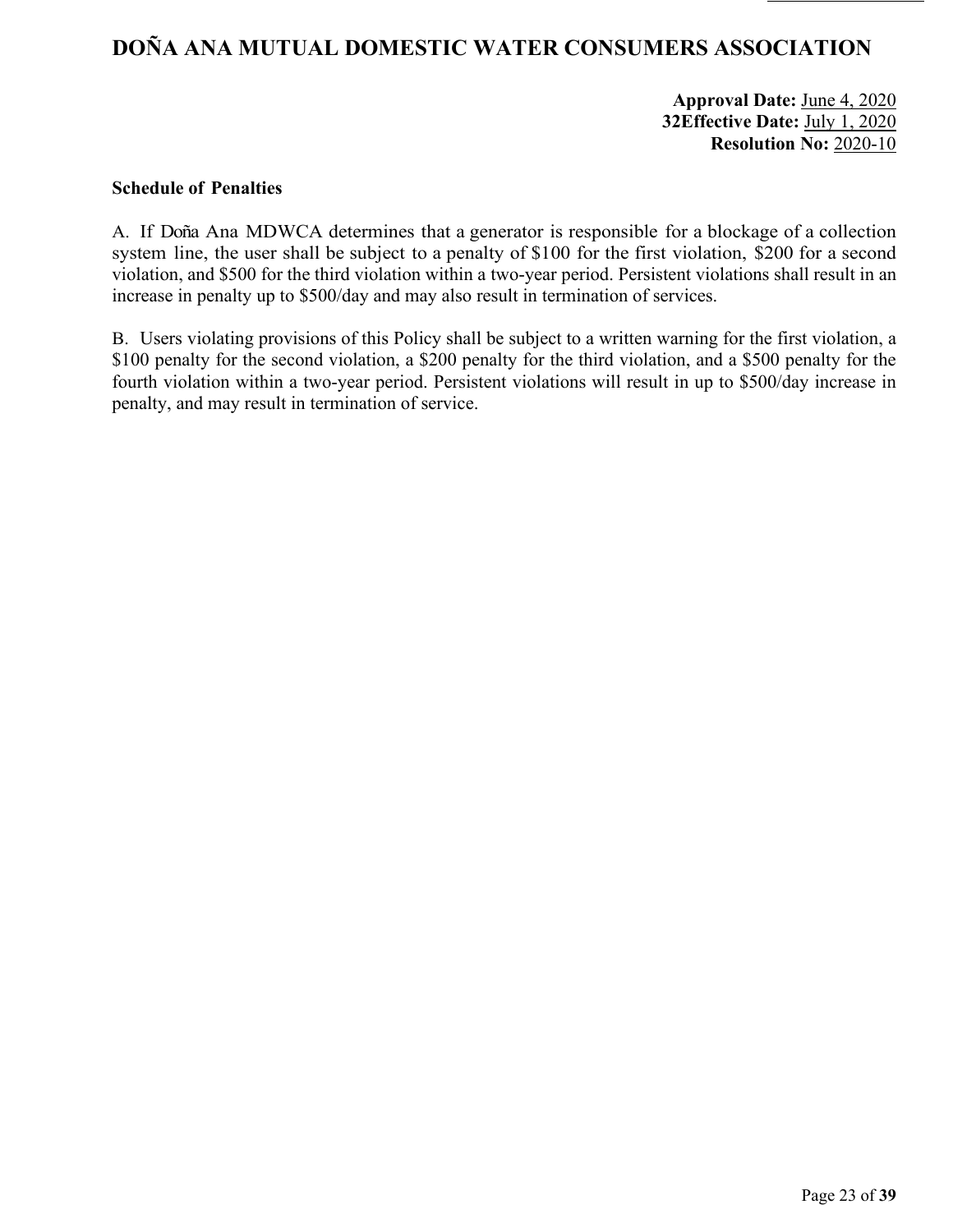# DOÑA ANA MUTUAL DOMESTIC WATER CONSUMERS ASSOCIATION

**Approval Date:** June 4, 2020
**32Effective Date:** July 1, 2020
**Resolution No:** 2020-10

**Schedule of Penalties**

A. If Doña Ana MDWCA determines that a generator is responsible for a blockage of a collection system line, the user shall be subject to a penalty of $100 for the first violation, $200 for a second violation, and $500 for the third violation within a two-year period. Persistent violations shall result in an increase in penalty up to $500/day and may also result in termination of services.

B. Users violating provisions of this Policy shall be subject to a written warning for the first violation, a $100 penalty for the second violation, a $200 penalty for the third violation, and a $500 penalty for the fourth violation within a two-year period. Persistent violations will result in up to $500/day increase in penalty, and may result in termination of service.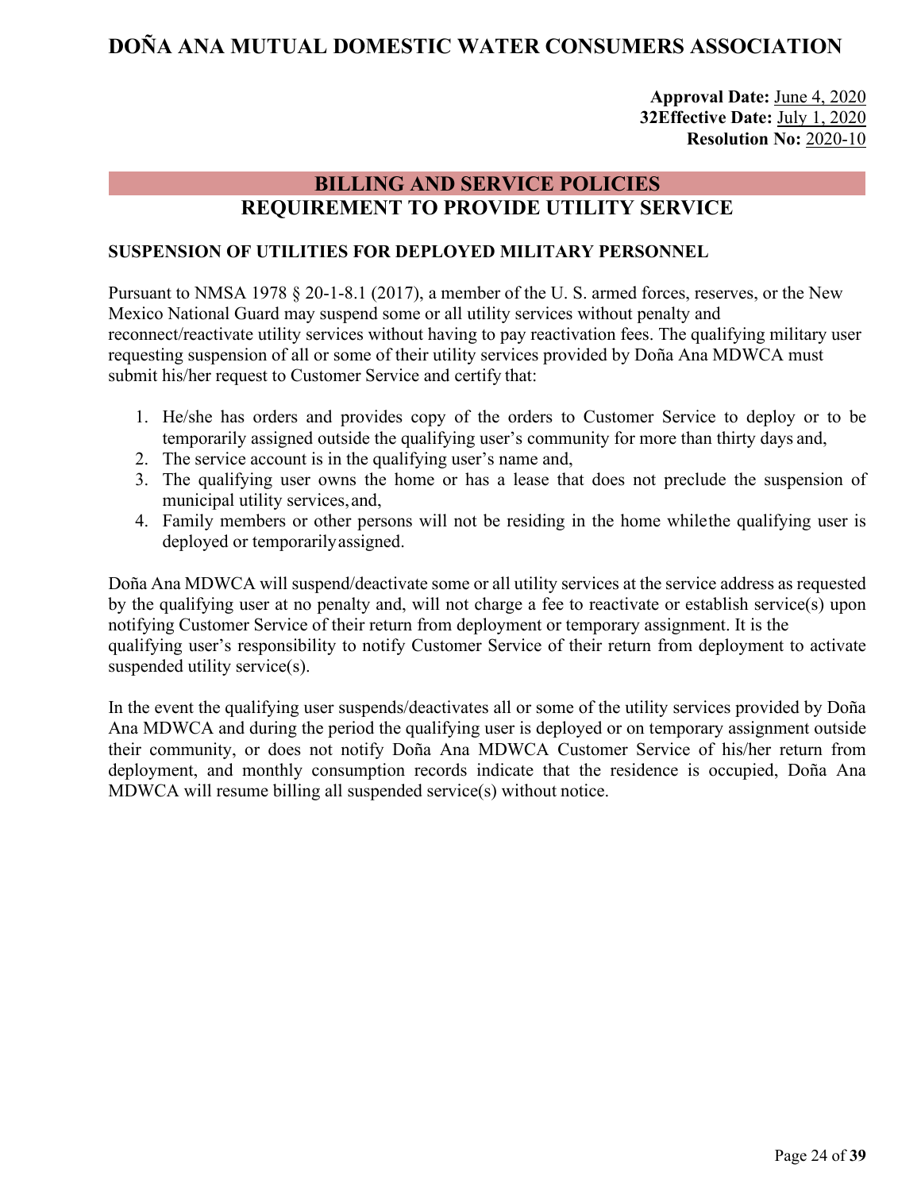# DOÑA ANA MUTUAL DOMESTIC WATER CONSUMERS ASSOCIATION

**Approval Date:** June 4, 2020
**32Effective Date:** July 1, 2020
**Resolution No:** 2020-10

## BILLING AND SERVICE POLICIES
## REQUIREMENT TO PROVIDE UTILITY SERVICE

### SUSPENSION OF UTILITIES FOR DEPLOYED MILITARY PERSONNEL

Pursuant to NMSA 1978 § 20-1-8.1 (2017), a member of the U. S. armed forces, reserves, or the New Mexico National Guard may suspend some or all utility services without penalty and reconnect/reactivate utility services without having to pay reactivation fees. The qualifying military user requesting suspension of all or some of their utility services provided by Doña Ana MDWCA must submit his/her request to Customer Service and certify that:

1. He/she has orders and provides copy of the orders to Customer Service to deploy or to be temporarily assigned outside the qualifying user's community for more than thirty days and,
2. The service account is in the qualifying user's name and,
3. The qualifying user owns the home or has a lease that does not preclude the suspension of municipal utility services, and,
4. Family members or other persons will not be residing in the home while the qualifying user is deployed or temporarily assigned.

Doña Ana MDWCA will suspend/deactivate some or all utility services at the service address as requested by the qualifying user at no penalty and, will not charge a fee to reactivate or establish service(s) upon notifying Customer Service of their return from deployment or temporary assignment. It is the qualifying user's responsibility to notify Customer Service of their return from deployment to activate suspended utility service(s).

In the event the qualifying user suspends/deactivates all or some of the utility services provided by Doña Ana MDWCA and during the period the qualifying user is deployed or on temporary assignment outside their community, or does not notify Doña Ana MDWCA Customer Service of his/her return from deployment, and monthly consumption records indicate that the residence is occupied, Doña Ana MDWCA will resume billing all suspended service(s) without notice.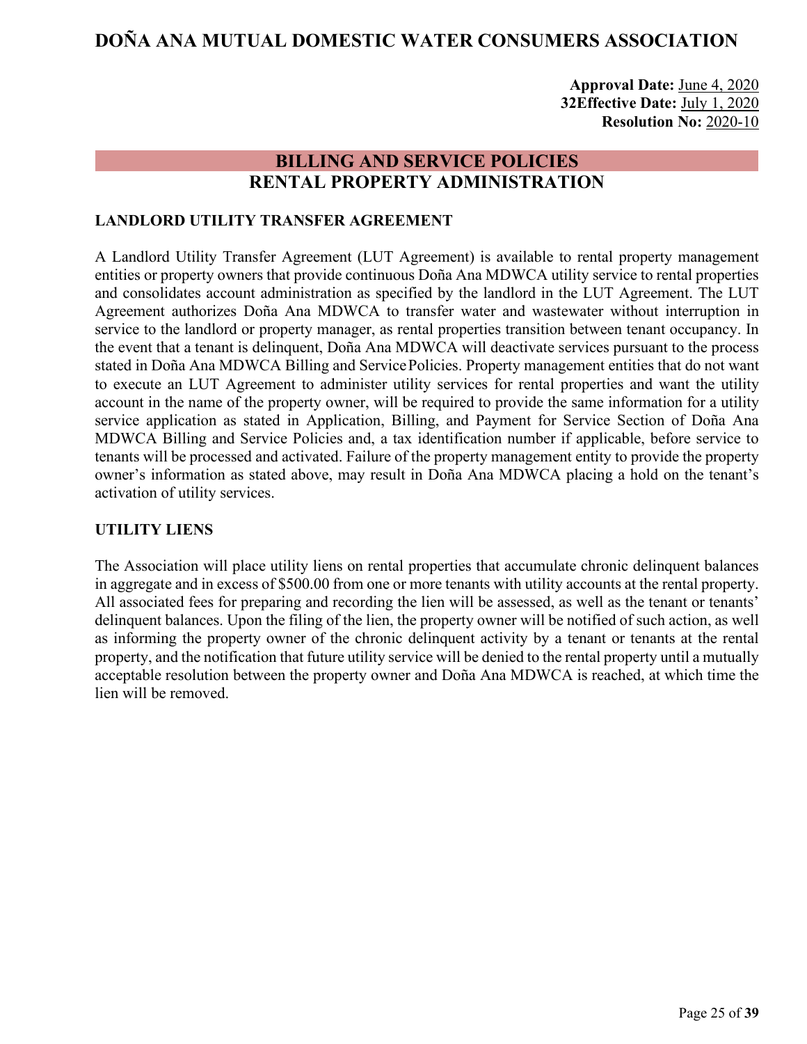# DOÑA ANA MUTUAL DOMESTIC WATER CONSUMERS ASSOCIATION

**Approval Date:** June 4, 2020
**32Effective Date:** July 1, 2020
**Resolution No:** 2020-10

## BILLING AND SERVICE POLICIES
## RENTAL PROPERTY ADMINISTRATION

### LANDLORD UTILITY TRANSFER AGREEMENT

A Landlord Utility Transfer Agreement (LUT Agreement) is available to rental property management entities or property owners that provide continuous Doña Ana MDWCA utility service to rental properties and consolidates account administration as specified by the landlord in the LUT Agreement. The LUT Agreement authorizes Doña Ana MDWCA to transfer water and wastewater without interruption in service to the landlord or property manager, as rental properties transition between tenant occupancy. In the event that a tenant is delinquent, Doña Ana MDWCA will deactivate services pursuant to the process stated in Doña Ana MDWCA Billing and Service Policies. Property management entities that do not want to execute an LUT Agreement to administer utility services for rental properties and want the utility account in the name of the property owner, will be required to provide the same information for a utility service application as stated in Application, Billing, and Payment for Service Section of Doña Ana MDWCA Billing and Service Policies and, a tax identification number if applicable, before service to tenants will be processed and activated. Failure of the property management entity to provide the property owner's information as stated above, may result in Doña Ana MDWCA placing a hold on the tenant's activation of utility services.

### UTILITY LIENS

The Association will place utility liens on rental properties that accumulate chronic delinquent balances in aggregate and in excess of $500.00 from one or more tenants with utility accounts at the rental property. All associated fees for preparing and recording the lien will be assessed, as well as the tenant or tenants' delinquent balances. Upon the filing of the lien, the property owner will be notified of such action, as well as informing the property owner of the chronic delinquent activity by a tenant or tenants at the rental property, and the notification that future utility service will be denied to the rental property until a mutually acceptable resolution between the property owner and Doña Ana MDWCA is reached, at which time the lien will be removed.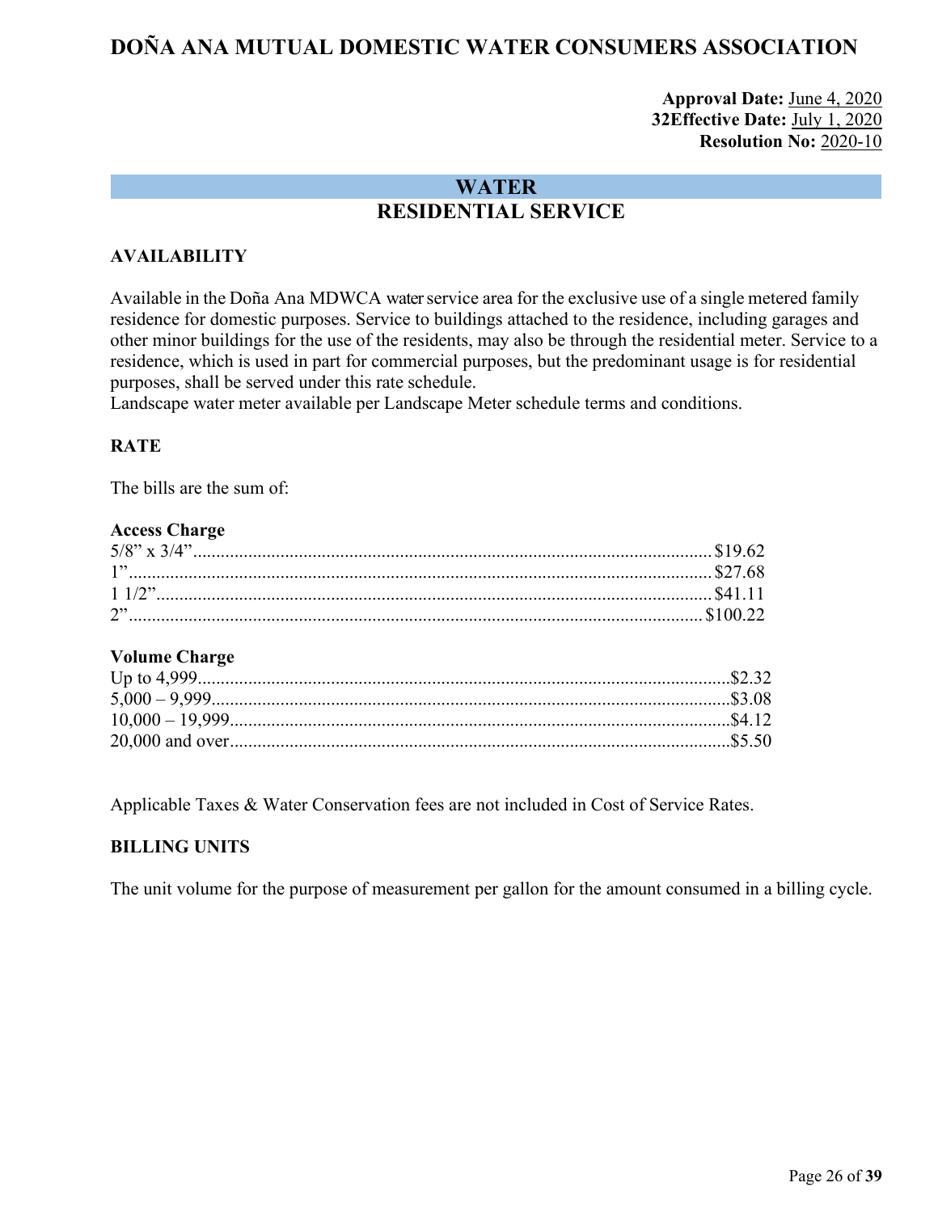# DOÑA ANA MUTUAL DOMESTIC WATER CONSUMERS ASSOCIATION

**Approval Date:** June 4, 2020
**32Effective Date:** July 1, 2020
**Resolution No:** 2020-10

## WATER
## RESIDENTIAL SERVICE

### AVAILABILITY

Available in the Doña Ana MDWCA water service area for the exclusive use of a single metered family residence for domestic purposes. Service to buildings attached to the residence, including garages and other minor buildings for the use of the residents, may also be through the residential meter. Service to a residence, which is used in part for commercial purposes, but the predominant usage is for residential purposes, shall be served under this rate schedule.
Landscape water meter available per Landscape Meter schedule terms and conditions.

### RATE

The bills are the sum of:

**Access Charge**

| | |
|---|---|
| 5/8" x 3/4" | $19.62 |
| 1" | $27.68 |
| 1 1/2" | $41.11 |
| 2" | $100.22 |

**Volume Charge**

| | |
|---|---|
| Up to 4,999 | $2.32 |
| 5,000 – 9,999 | $3.08 |
| 10,000 – 19,999 | $4.12 |
| 20,000 and over | $5.50 |

Applicable Taxes & Water Conservation fees are not included in Cost of Service Rates.

### BILLING UNITS

The unit volume for the purpose of measurement per gallon for the amount consumed in a billing cycle.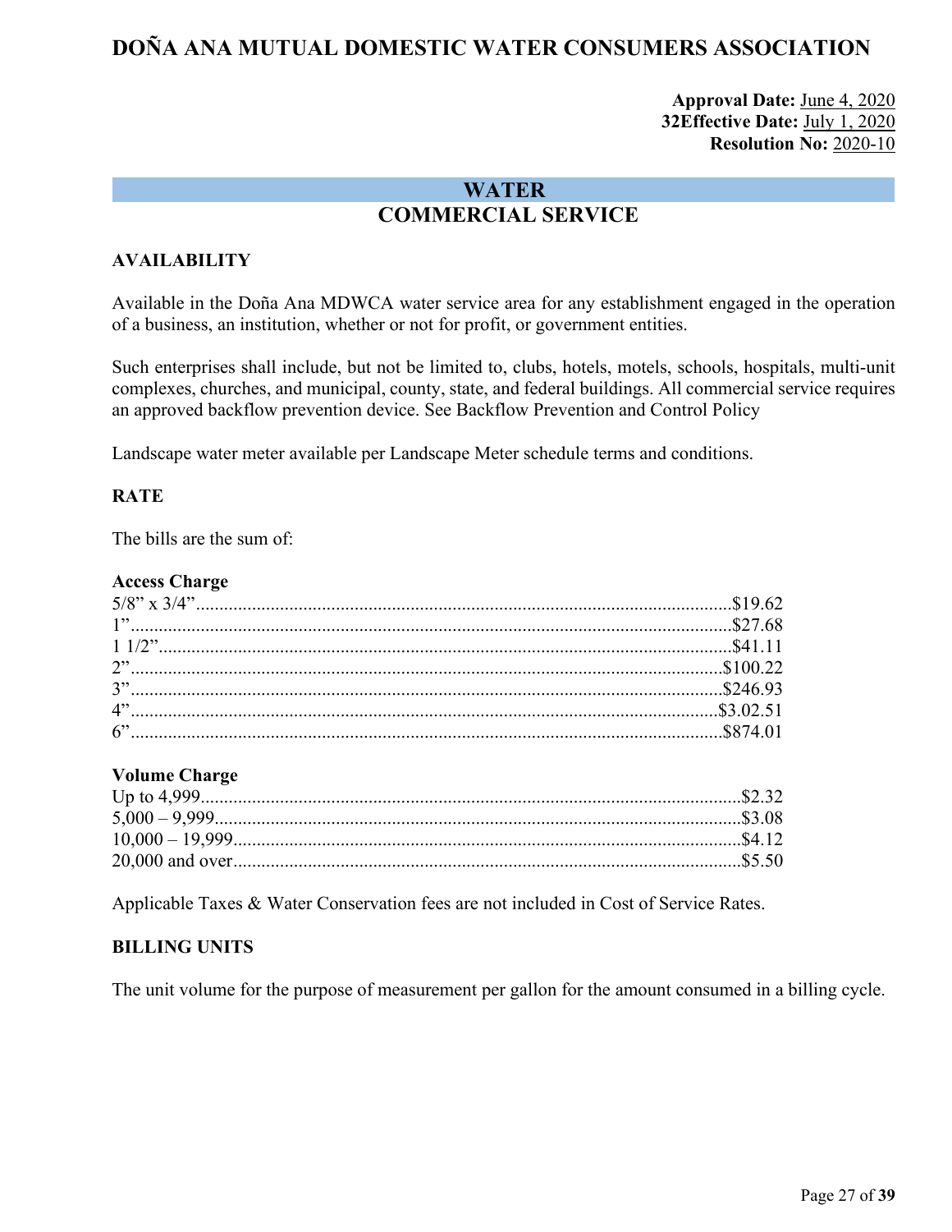# DOÑA ANA MUTUAL DOMESTIC WATER CONSUMERS ASSOCIATION

**Approval Date:** June 4, 2020
**32Effective Date:** July 1, 2020
**Resolution No:** 2020-10

## WATER
## COMMERCIAL SERVICE

### AVAILABILITY

Available in the Doña Ana MDWCA water service area for any establishment engaged in the operation of a business, an institution, whether or not for profit, or government entities.

Such enterprises shall include, but not be limited to, clubs, hotels, motels, schools, hospitals, multi-unit complexes, churches, and municipal, county, state, and federal buildings. All commercial service requires an approved backflow prevention device. See Backflow Prevention and Control Policy

Landscape water meter available per Landscape Meter schedule terms and conditions.

### RATE

The bills are the sum of:

**Access Charge**

| | |
|---|---|
| 5/8" x 3/4" | $19.62 |
| 1" | $27.68 |
| 1 1/2" | $41.11 |
| 2" | $100.22 |
| 3" | $246.93 |
| 4" | $3.02.51 |
| 6" | $874.01 |

**Volume Charge**

| | |
|---|---|
| Up to 4,999 | $2.32 |
| 5,000 – 9,999 | $3.08 |
| 10,000 – 19,999 | $4.12 |
| 20,000 and over | $5.50 |

Applicable Taxes & Water Conservation fees are not included in Cost of Service Rates.

### BILLING UNITS

The unit volume for the purpose of measurement per gallon for the amount consumed in a billing cycle.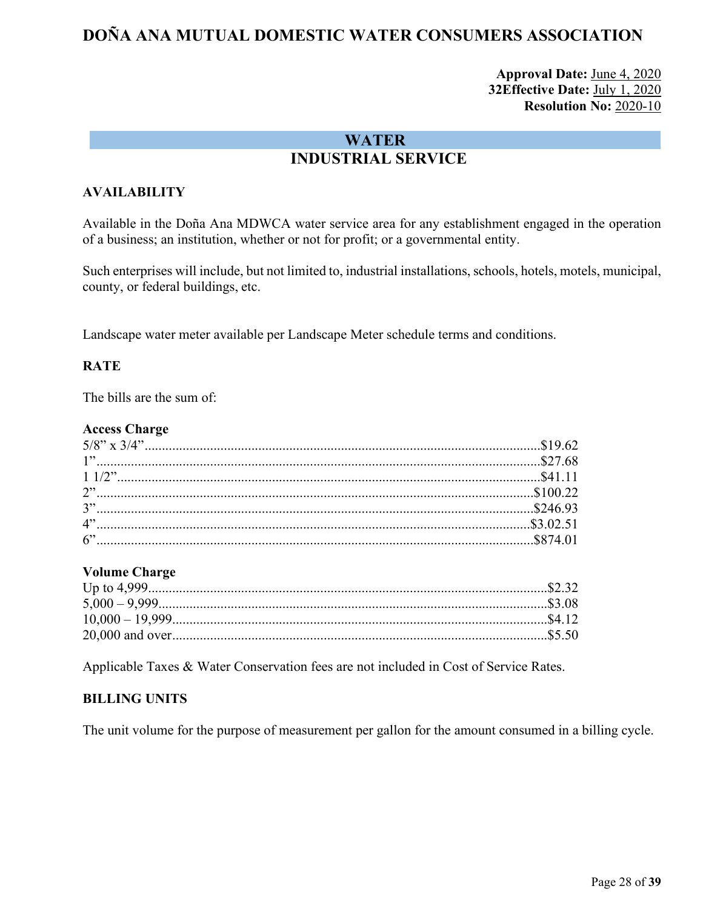# DOÑA ANA MUTUAL DOMESTIC WATER CONSUMERS ASSOCIATION

**Approval Date:** June 4, 2020
**32Effective Date:** July 1, 2020
**Resolution No:** 2020-10

## WATER
## INDUSTRIAL SERVICE

### AVAILABILITY

Available in the Doña Ana MDWCA water service area for any establishment engaged in the operation of a business; an institution, whether or not for profit; or a governmental entity.

Such enterprises will include, but not limited to, industrial installations, schools, hotels, motels, municipal, county, or federal buildings, etc.

Landscape water meter available per Landscape Meter schedule terms and conditions.

### RATE

The bills are the sum of:

**Access Charge**

5/8” x 3/4”....................................................................................................$19.62
1”....................................................................................................$27.68
1 1/2”....................................................................................................$41.11
2”....................................................................................................$100.22
3”....................................................................................................$246.93
4”....................................................................................................$3.02.51
6”....................................................................................................$874.01

**Volume Charge**

Up to 4,999....................................................................................................$2.32
5,000 – 9,999....................................................................................................$3.08
10,000 – 19,999....................................................................................................$4.12
20,000 and over....................................................................................................$5.50

Applicable Taxes & Water Conservation fees are not included in Cost of Service Rates.

### BILLING UNITS

The unit volume for the purpose of measurement per gallon for the amount consumed in a billing cycle.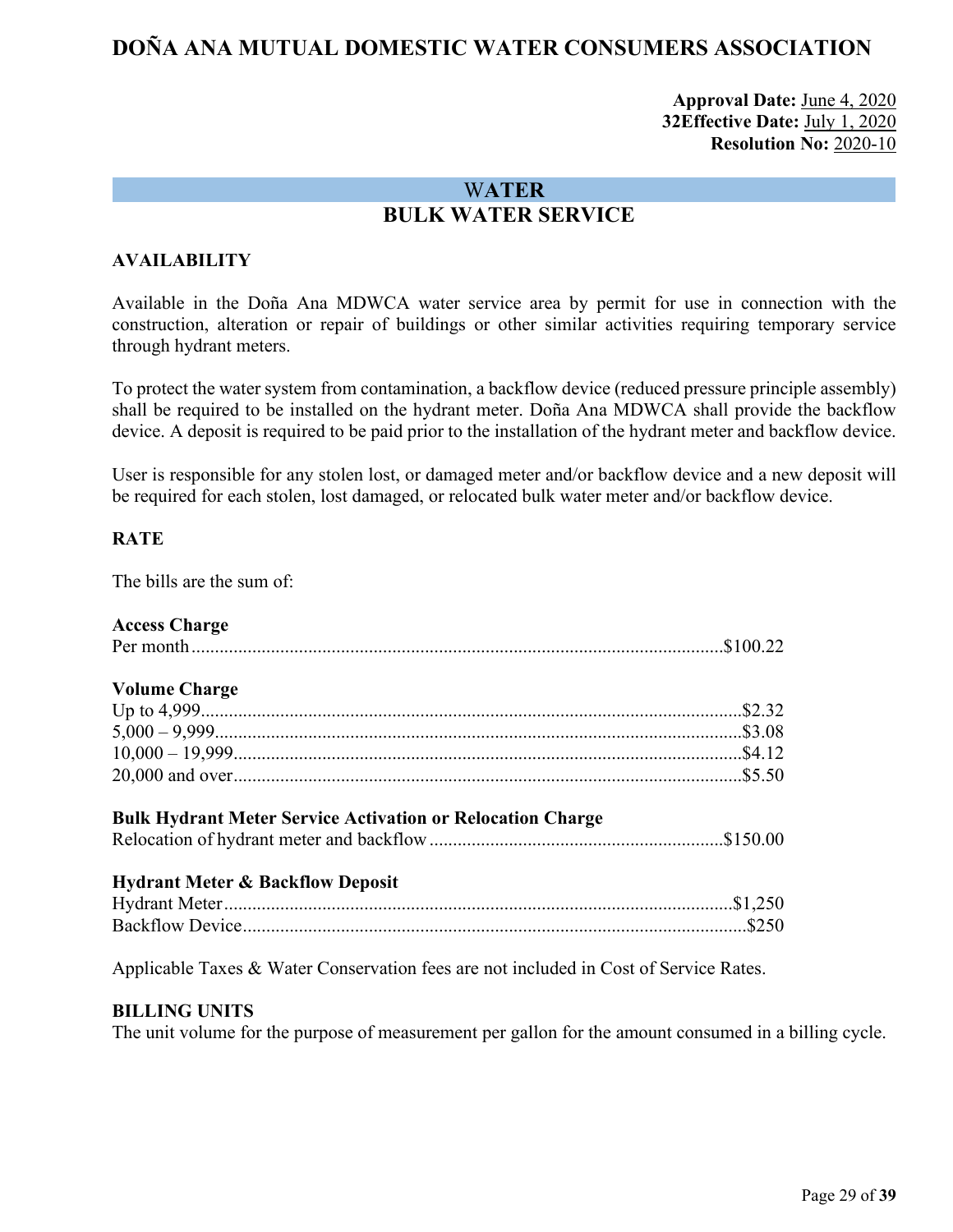# DOÑA ANA MUTUAL DOMESTIC WATER CONSUMERS ASSOCIATION

**Approval Date:** June 4, 2020
**32Effective Date:** July 1, 2020
**Resolution No:** 2020-10

## WATER
## BULK WATER SERVICE

### AVAILABILITY

Available in the Doña Ana MDWCA water service area by permit for use in connection with the construction, alteration or repair of buildings or other similar activities requiring temporary service through hydrant meters.

To protect the water system from contamination, a backflow device (reduced pressure principle assembly) shall be required to be installed on the hydrant meter. Doña Ana MDWCA shall provide the backflow device. A deposit is required to be paid prior to the installation of the hydrant meter and backflow device.

User is responsible for any stolen lost, or damaged meter and/or backflow device and a new deposit will be required for each stolen, lost damaged, or relocated bulk water meter and/or backflow device.

### RATE

The bills are the sum of:

**Access Charge**
Per month ........................................ $100.22

**Volume Charge**
Up to 4,999 ........................................ $2.32
5,000 – 9,999 ........................................ $3.08
10,000 – 19,999 ........................................ $4.12
20,000 and over ........................................ $5.50

**Bulk Hydrant Meter Service Activation or Relocation Charge**
Relocation of hydrant meter and backflow ........................................ $150.00

**Hydrant Meter & Backflow Deposit**
Hydrant Meter ........................................ $1,250
Backflow Device ........................................ $250

Applicable Taxes & Water Conservation fees are not included in Cost of Service Rates.

### BILLING UNITS

The unit volume for the purpose of measurement per gallon for the amount consumed in a billing cycle.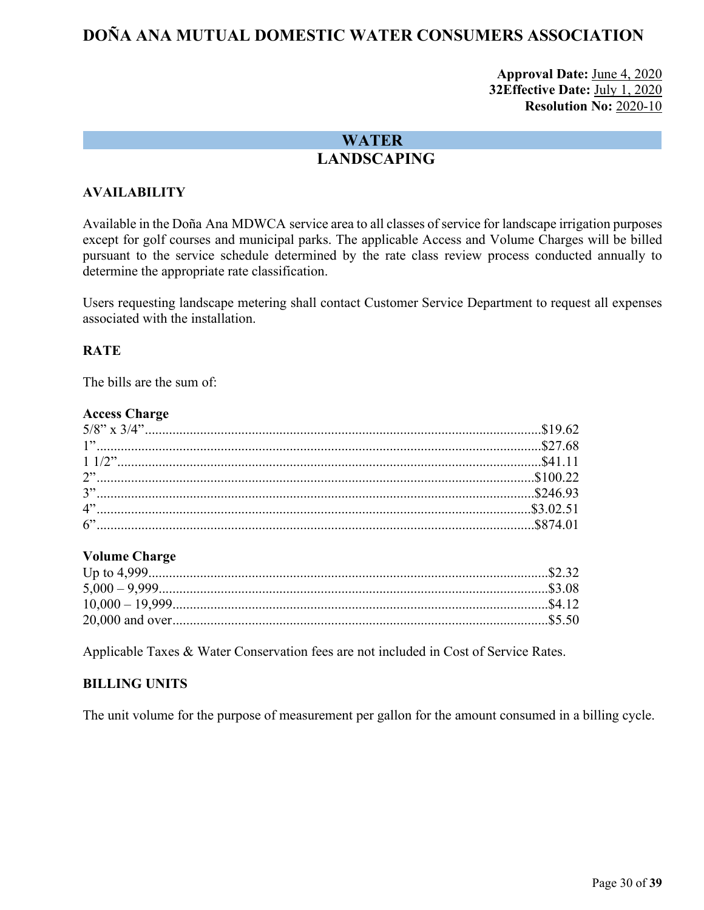# DOÑA ANA MUTUAL DOMESTIC WATER CONSUMERS ASSOCIATION

**Approval Date:** June 4, 2020
**32Effective Date:** July 1, 2020
**Resolution No:** 2020-10

## WATER
## LANDSCAPING

### AVAILABILITY

Available in the Doña Ana MDWCA service area to all classes of service for landscape irrigation purposes except for golf courses and municipal parks. The applicable Access and Volume Charges will be billed pursuant to the service schedule determined by the rate class review process conducted annually to determine the appropriate rate classification.

Users requesting landscape metering shall contact Customer Service Department to request all expenses associated with the installation.

### RATE

The bills are the sum of:

**Access Charge**

5/8" x 3/4"....................................................$19.62
1"....................................................$27.68
1 1/2"....................................................$41.11
2"....................................................$100.22
3"....................................................$246.93
4"....................................................$3.02.51
6"....................................................$874.01

**Volume Charge**

Up to 4,999....................................................$2.32
5,000 – 9,999....................................................$3.08
10,000 – 19,999....................................................$4.12
20,000 and over....................................................$5.50

Applicable Taxes & Water Conservation fees are not included in Cost of Service Rates.

### BILLING UNITS

The unit volume for the purpose of measurement per gallon for the amount consumed in a billing cycle.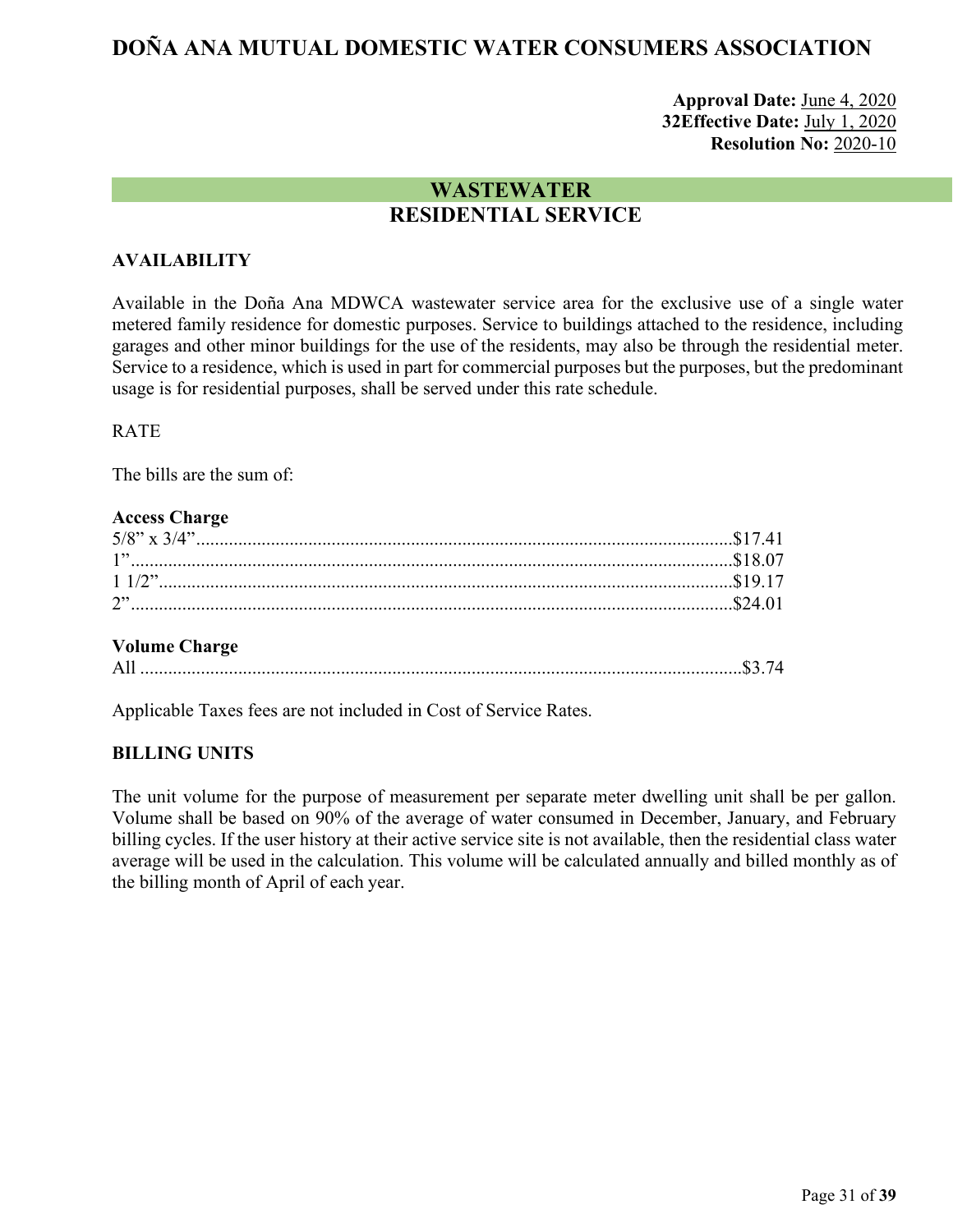# DOÑA ANA MUTUAL DOMESTIC WATER CONSUMERS ASSOCIATION

**Approval Date:** June 4, 2020
**32Effective Date:** July 1, 2020
**Resolution No:** 2020-10

## WASTEWATER
## RESIDENTIAL SERVICE

### AVAILABILITY

Available in the Doña Ana MDWCA wastewater service area for the exclusive use of a single water metered family residence for domestic purposes. Service to buildings attached to the residence, including garages and other minor buildings for the use of the residents, may also be through the residential meter. Service to a residence, which is used in part for commercial purposes but the purposes, but the predominant usage is for residential purposes, shall be served under this rate schedule.

RATE

The bills are the sum of:

**Access Charge**

5/8" x 3/4"........................................................................................................$17.41
1"........................................................................................................$18.07
1 1/2"........................................................................................................$19.17
2"........................................................................................................$24.01

**Volume Charge**

All ........................................................................................................$3.74

Applicable Taxes fees are not included in Cost of Service Rates.

### BILLING UNITS

The unit volume for the purpose of measurement per separate meter dwelling unit shall be per gallon. Volume shall be based on 90% of the average of water consumed in December, January, and February billing cycles. If the user history at their active service site is not available, then the residential class water average will be used in the calculation. This volume will be calculated annually and billed monthly as of the billing month of April of each year.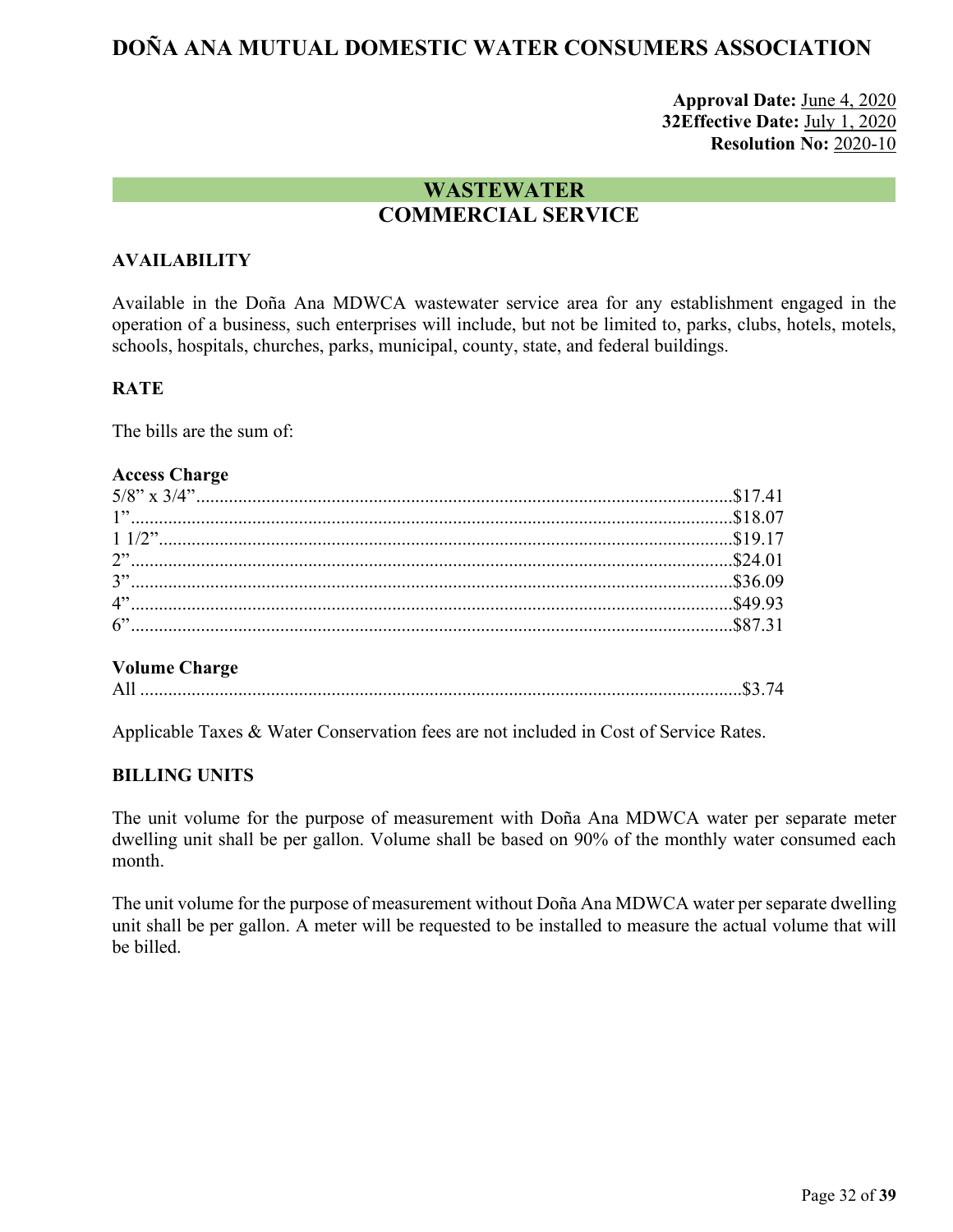# DOÑA ANA MUTUAL DOMESTIC WATER CONSUMERS ASSOCIATION

**Approval Date:** June 4, 2020
**32Effective Date:** July 1, 2020
**Resolution No:** 2020-10

## WASTEWATER
## COMMERCIAL SERVICE

### AVAILABILITY

Available in the Doña Ana MDWCA wastewater service area for any establishment engaged in the operation of a business, such enterprises will include, but not be limited to, parks, clubs, hotels, motels, schools, hospitals, churches, parks, municipal, county, state, and federal buildings.

### RATE

The bills are the sum of:

**Access Charge**

5/8" x 3/4"....................................................................................................................$17.41
1"....................................................................................................................................$18.07
1 1/2"..............................................................................................................................$19.17
2"....................................................................................................................................$24.01
3"....................................................................................................................................$36.09
4"....................................................................................................................................$49.93
6"....................................................................................................................................$87.31

**Volume Charge**

All ..................................................................................................................................$3.74

Applicable Taxes & Water Conservation fees are not included in Cost of Service Rates.

### BILLING UNITS

The unit volume for the purpose of measurement with Doña Ana MDWCA water per separate meter dwelling unit shall be per gallon. Volume shall be based on 90% of the monthly water consumed each month.

The unit volume for the purpose of measurement without Doña Ana MDWCA water per separate dwelling unit shall be per gallon. A meter will be requested to be installed to measure the actual volume that will be billed.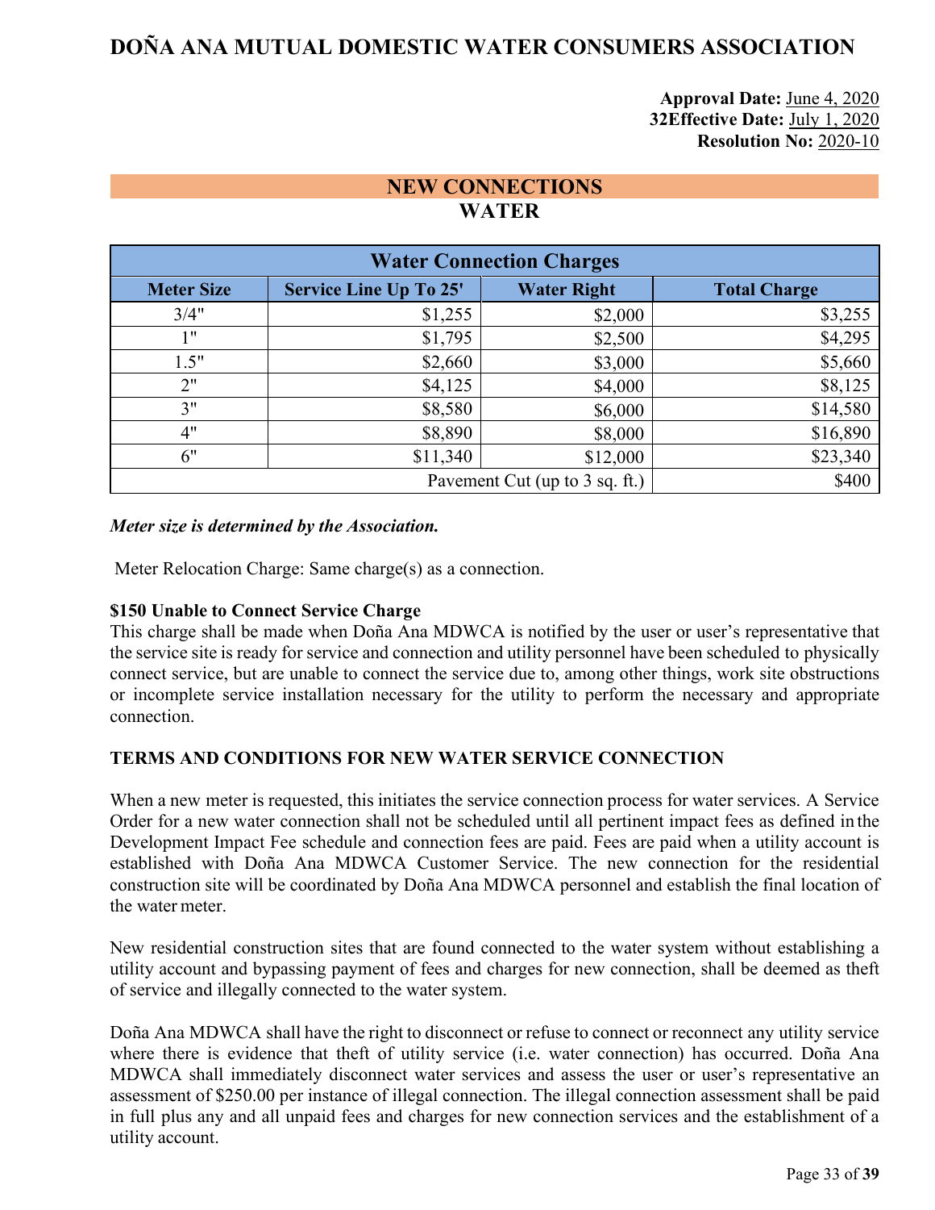# DOÑA ANA MUTUAL DOMESTIC WATER CONSUMERS ASSOCIATION

**Approval Date:** June 4, 2020
32**Effective Date:** July 1, 2020
**Resolution No:** 2020-10

## NEW CONNECTIONS
## WATER

| Water Connection Charges | | | |
|---|---|---|---|
| **Meter Size** | **Service Line Up To 25'** | **Water Right** | **Total Charge** |
| 3/4" | $1,255 | $2,000 | $3,255 |
| 1" | $1,795 | $2,500 | $4,295 |
| 1.5" | $2,660 | $3,000 | $5,660 |
| 2" | $4,125 | $4,000 | $8,125 |
| 3" | $8,580 | $6,000 | $14,580 |
| 4" | $8,890 | $8,000 | $16,890 |
| 6" | $11,340 | $12,000 | $23,340 |
| | | Pavement Cut (up to 3 sq. ft.) | $400 |

***Meter size is determined by the Association.***

Meter Relocation Charge: Same charge(s) as a connection.

**$150 Unable to Connect Service Charge**
This charge shall be made when Doña Ana MDWCA is notified by the user or user's representative that the service site is ready for service and connection and utility personnel have been scheduled to physically connect service, but are unable to connect the service due to, among other things, work site obstructions or incomplete service installation necessary for the utility to perform the necessary and appropriate connection.

**TERMS AND CONDITIONS FOR NEW WATER SERVICE CONNECTION**

When a new meter is requested, this initiates the service connection process for water services. A Service Order for a new water connection shall not be scheduled until all pertinent impact fees as defined in the Development Impact Fee schedule and connection fees are paid. Fees are paid when a utility account is established with Doña Ana MDWCA Customer Service. The new connection for the residential construction site will be coordinated by Doña Ana MDWCA personnel and establish the final location of the water meter.

New residential construction sites that are found connected to the water system without establishing a utility account and bypassing payment of fees and charges for new connection, shall be deemed as theft of service and illegally connected to the water system.

Doña Ana MDWCA shall have the right to disconnect or refuse to connect or reconnect any utility service where there is evidence that theft of utility service (i.e. water connection) has occurred. Doña Ana MDWCA shall immediately disconnect water services and assess the user or user's representative an assessment of $250.00 per instance of illegal connection. The illegal connection assessment shall be paid in full plus any and all unpaid fees and charges for new connection services and the establishment of a utility account.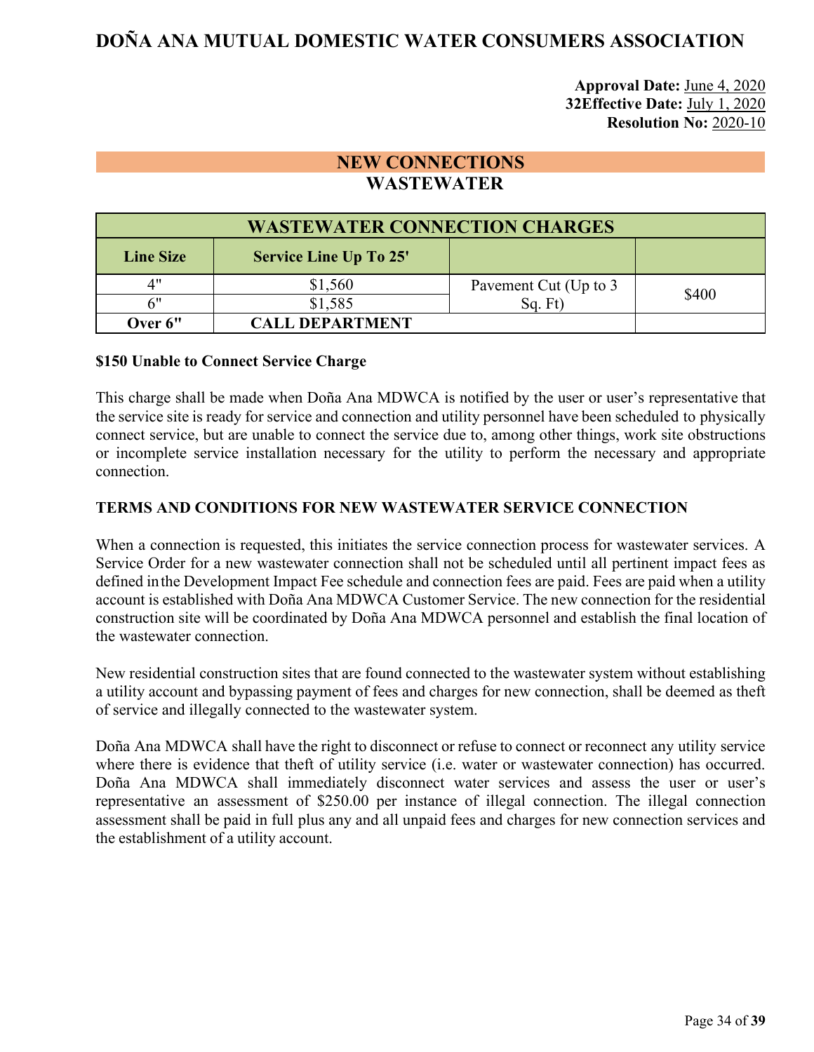# DOÑA ANA MUTUAL DOMESTIC WATER CONSUMERS ASSOCIATION

**Approval Date:** June 4, 2020
**32Effective Date:** July 1, 2020
**Resolution No:** 2020-10

## NEW CONNECTIONS

## WASTEWATER

| WASTEWATER CONNECTION CHARGES | | | |
|---|---|---|---|
| **Line Size** | **Service Line Up To 25'** | | |
| 4" | $1,560 | Pavement Cut (Up to 3 Sq. Ft) | $400 |
| 6" | $1,585 | | |
| **Over 6"** | **CALL DEPARTMENT** | | |

**$150 Unable to Connect Service Charge**

This charge shall be made when Doña Ana MDWCA is notified by the user or user's representative that the service site is ready for service and connection and utility personnel have been scheduled to physically connect service, but are unable to connect the service due to, among other things, work site obstructions or incomplete service installation necessary for the utility to perform the necessary and appropriate connection.

**TERMS AND CONDITIONS FOR NEW WASTEWATER SERVICE CONNECTION**

When a connection is requested, this initiates the service connection process for wastewater services. A Service Order for a new wastewater connection shall not be scheduled until all pertinent impact fees as defined in the Development Impact Fee schedule and connection fees are paid. Fees are paid when a utility account is established with Doña Ana MDWCA Customer Service. The new connection for the residential construction site will be coordinated by Doña Ana MDWCA personnel and establish the final location of the wastewater connection.

New residential construction sites that are found connected to the wastewater system without establishing a utility account and bypassing payment of fees and charges for new connection, shall be deemed as theft of service and illegally connected to the wastewater system.

Doña Ana MDWCA shall have the right to disconnect or refuse to connect or reconnect any utility service where there is evidence that theft of utility service (i.e. water or wastewater connection) has occurred. Doña Ana MDWCA shall immediately disconnect water services and assess the user or user's representative an assessment of $250.00 per instance of illegal connection. The illegal connection assessment shall be paid in full plus any and all unpaid fees and charges for new connection services and the establishment of a utility account.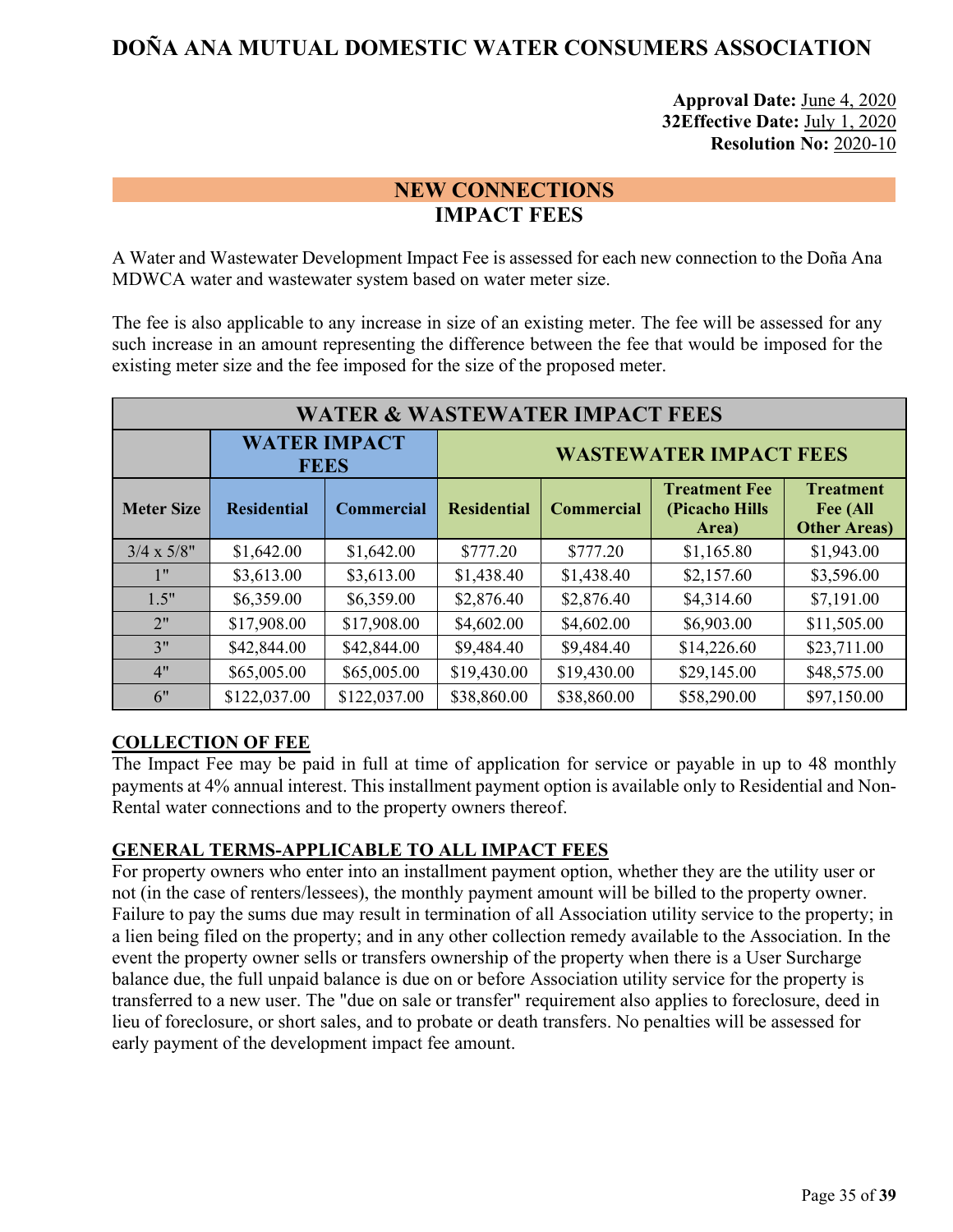# DOÑA ANA MUTUAL DOMESTIC WATER CONSUMERS ASSOCIATION

**Approval Date:** June 4, 2020
**32Effective Date:** July 1, 2020
**Resolution No:** 2020-10

## NEW CONNECTIONS
## IMPACT FEES

A Water and Wastewater Development Impact Fee is assessed for each new connection to the Doña Ana MDWCA water and wastewater system based on water meter size.

The fee is also applicable to any increase in size of an existing meter. The fee will be assessed for any such increase in an amount representing the difference between the fee that would be imposed for the existing meter size and the fee imposed for the size of the proposed meter.

| WATER & WASTEWATER IMPACT FEES | | | | | | |
|---|---|---|---|---|---|---|
| | WATER IMPACT FEES | | WASTEWATER IMPACT FEES | | | |
| **Meter Size** | **Residential** | **Commercial** | **Residential** | **Commercial** | **Treatment Fee (Picacho Hills Area)** | **Treatment Fee (All Other Areas)** |
| 3/4 x 5/8" | $1,642.00 | $1,642.00 | $777.20 | $777.20 | $1,165.80 | $1,943.00 |
| 1" | $3,613.00 | $3,613.00 | $1,438.40 | $1,438.40 | $2,157.60 | $3,596.00 |
| 1.5" | $6,359.00 | $6,359.00 | $2,876.40 | $2,876.40 | $4,314.60 | $7,191.00 |
| 2" | $17,908.00 | $17,908.00 | $4,602.00 | $4,602.00 | $6,903.00 | $11,505.00 |
| 3" | $42,844.00 | $42,844.00 | $9,484.40 | $9,484.40 | $14,226.60 | $23,711.00 |
| 4" | $65,005.00 | $65,005.00 | $19,430.00 | $19,430.00 | $29,145.00 | $48,575.00 |
| 6" | $122,037.00 | $122,037.00 | $38,860.00 | $38,860.00 | $58,290.00 | $97,150.00 |

### COLLECTION OF FEE

The Impact Fee may be paid in full at time of application for service or payable in up to 48 monthly payments at 4% annual interest. This installment payment option is available only to Residential and Non-Rental water connections and to the property owners thereof.

### GENERAL TERMS-APPLICABLE TO ALL IMPACT FEES

For property owners who enter into an installment payment option, whether they are the utility user or not (in the case of renters/lessees), the monthly payment amount will be billed to the property owner. Failure to pay the sums due may result in termination of all Association utility service to the property; in a lien being filed on the property; and in any other collection remedy available to the Association. In the event the property owner sells or transfers ownership of the property when there is a User Surcharge balance due, the full unpaid balance is due on or before Association utility service for the property is transferred to a new user. The "due on sale or transfer" requirement also applies to foreclosure, deed in lieu of foreclosure, or short sales, and to probate or death transfers. No penalties will be assessed for early payment of the development impact fee amount.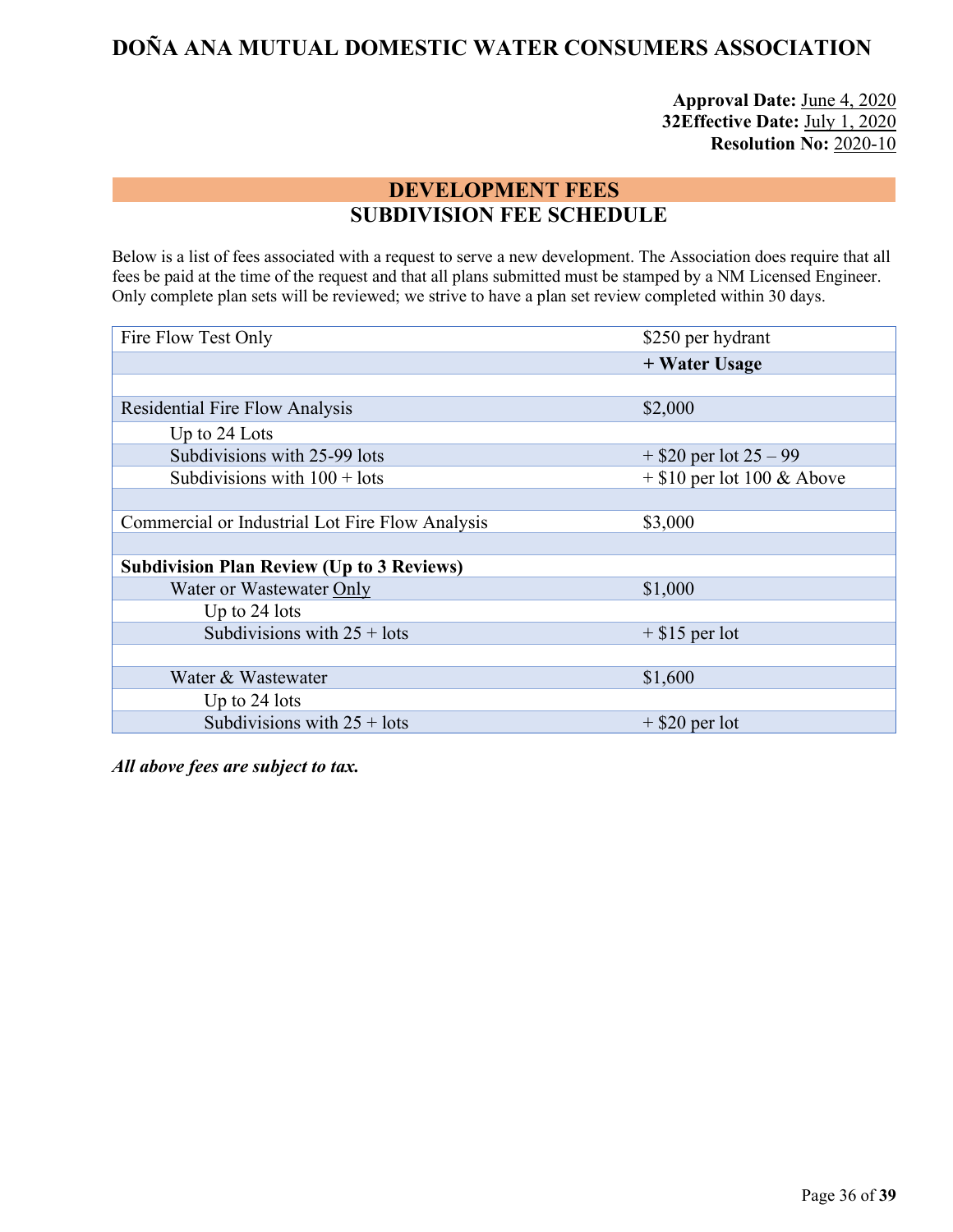# DOÑA ANA MUTUAL DOMESTIC WATER CONSUMERS ASSOCIATION

**Approval Date:** June 4, 2020
**32Effective Date:** July 1, 2020
**Resolution No:** 2020-10

## DEVELOPMENT FEES
## SUBDIVISION FEE SCHEDULE

Below is a list of fees associated with a request to serve a new development. The Association does require that all fees be paid at the time of the request and that all plans submitted must be stamped by a NM Licensed Engineer. Only complete plan sets will be reviewed; we strive to have a plan set review completed within 30 days.

| | |
|---|---|
| Fire Flow Test Only | $250 per hydrant |
| | **+ Water Usage** |
| | |
| Residential Fire Flow Analysis | $2,000 |
| Up to 24 Lots | |
| Subdivisions with 25-99 lots | + $20 per lot 25 – 99 |
| Subdivisions with 100 + lots | + $10 per lot 100 & Above |
| | |
| Commercial or Industrial Lot Fire Flow Analysis | $3,000 |
| | |
| **Subdivision Plan Review (Up to 3 Reviews)** | |
| Water or Wastewater Only | $1,000 |
| Up to 24 lots | |
| Subdivisions with 25 + lots | + $15 per lot |
| | |
| Water & Wastewater | $1,600 |
| Up to 24 lots | |
| Subdivisions with 25 + lots | + $20 per lot |

***All above fees are subject to tax.***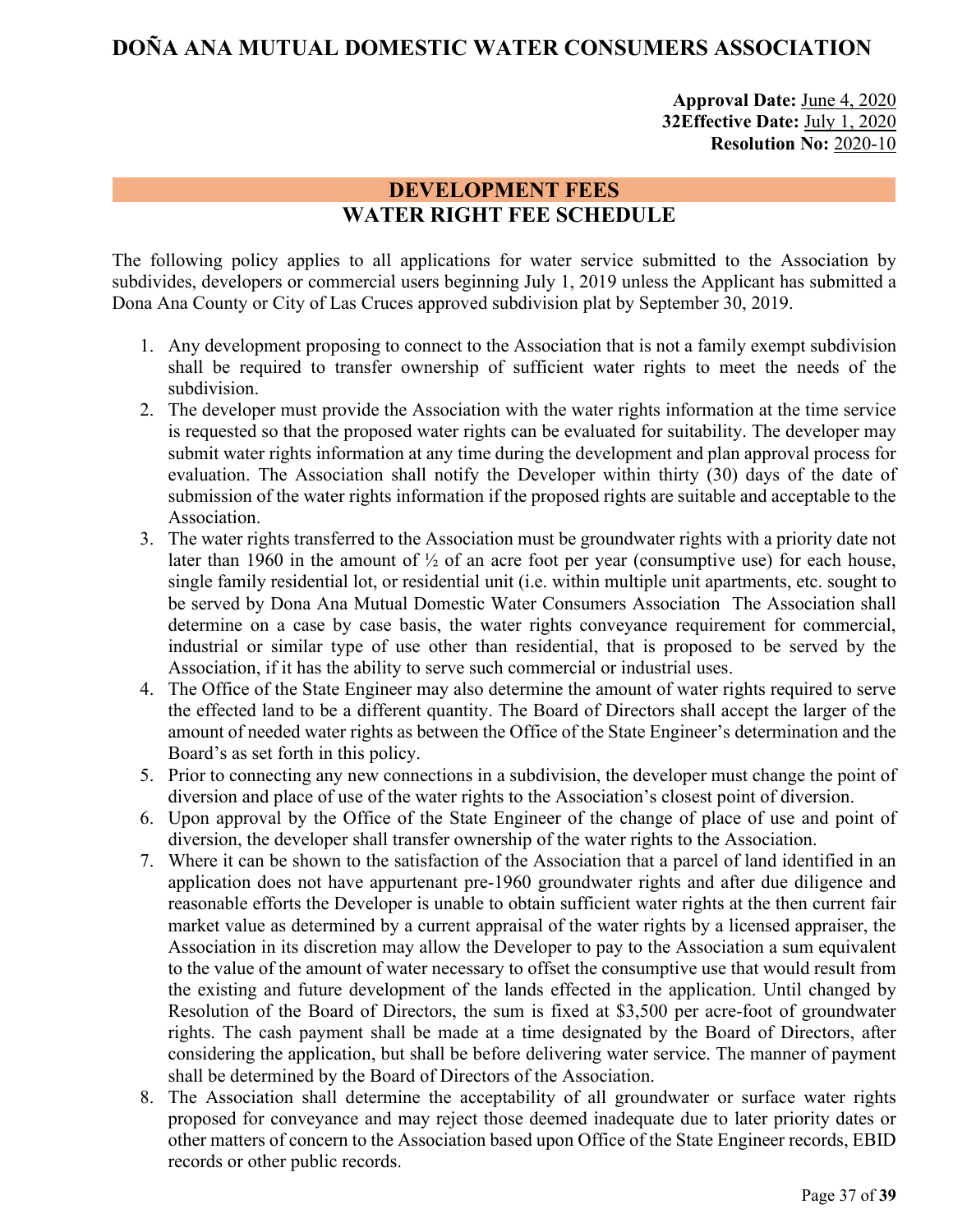# DOÑA ANA MUTUAL DOMESTIC WATER CONSUMERS ASSOCIATION

**Approval Date:** June 4, 2020
**32Effective Date:** July 1, 2020
**Resolution No:** 2020-10

## DEVELOPMENT FEES

## WATER RIGHT FEE SCHEDULE

The following policy applies to all applications for water service submitted to the Association by subdivides, developers or commercial users beginning July 1, 2019 unless the Applicant has submitted a Dona Ana County or City of Las Cruces approved subdivision plat by September 30, 2019.

1. Any development proposing to connect to the Association that is not a family exempt subdivision shall be required to transfer ownership of sufficient water rights to meet the needs of the subdivision.
2. The developer must provide the Association with the water rights information at the time service is requested so that the proposed water rights can be evaluated for suitability. The developer may submit water rights information at any time during the development and plan approval process for evaluation. The Association shall notify the Developer within thirty (30) days of the date of submission of the water rights information if the proposed rights are suitable and acceptable to the Association.
3. The water rights transferred to the Association must be groundwater rights with a priority date not later than 1960 in the amount of ½ of an acre foot per year (consumptive use) for each house, single family residential lot, or residential unit (i.e. within multiple unit apartments, etc. sought to be served by Dona Ana Mutual Domestic Water Consumers Association  The Association shall determine on a case by case basis, the water rights conveyance requirement for commercial, industrial or similar type of use other than residential, that is proposed to be served by the Association, if it has the ability to serve such commercial or industrial uses.
4. The Office of the State Engineer may also determine the amount of water rights required to serve the effected land to be a different quantity. The Board of Directors shall accept the larger of the amount of needed water rights as between the Office of the State Engineer's determination and the Board's as set forth in this policy.
5. Prior to connecting any new connections in a subdivision, the developer must change the point of diversion and place of use of the water rights to the Association's closest point of diversion.
6. Upon approval by the Office of the State Engineer of the change of place of use and point of diversion, the developer shall transfer ownership of the water rights to the Association.
7. Where it can be shown to the satisfaction of the Association that a parcel of land identified in an application does not have appurtenant pre-1960 groundwater rights and after due diligence and reasonable efforts the Developer is unable to obtain sufficient water rights at the then current fair market value as determined by a current appraisal of the water rights by a licensed appraiser, the Association in its discretion may allow the Developer to pay to the Association a sum equivalent to the value of the amount of water necessary to offset the consumptive use that would result from the existing and future development of the lands effected in the application. Until changed by Resolution of the Board of Directors, the sum is fixed at $3,500 per acre-foot of groundwater rights. The cash payment shall be made at a time designated by the Board of Directors, after considering the application, but shall be before delivering water service. The manner of payment shall be determined by the Board of Directors of the Association.
8. The Association shall determine the acceptability of all groundwater or surface water rights proposed for conveyance and may reject those deemed inadequate due to later priority dates or other matters of concern to the Association based upon Office of the State Engineer records, EBID records or other public records.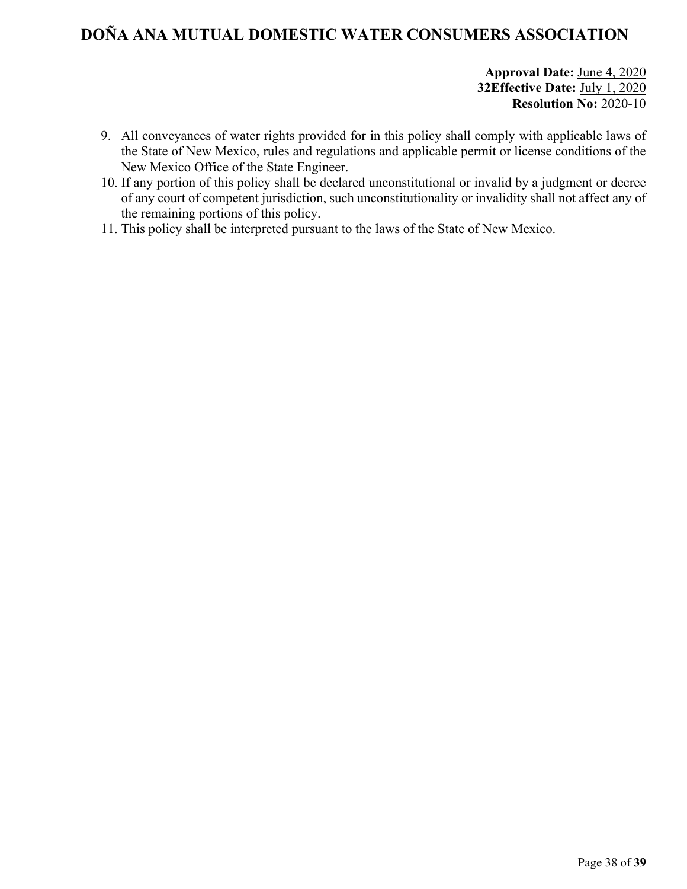**Approval Date:** June 4, 2020
**32Effective Date:** July 1, 2020
**Resolution No:** 2020-10

9. All conveyances of water rights provided for in this policy shall comply with applicable laws of the State of New Mexico, rules and regulations and applicable permit or license conditions of the New Mexico Office of the State Engineer.
10. If any portion of this policy shall be declared unconstitutional or invalid by a judgment or decree of any court of competent jurisdiction, such unconstitutionality or invalidity shall not affect any of the remaining portions of this policy.
11. This policy shall be interpreted pursuant to the laws of the State of New Mexico.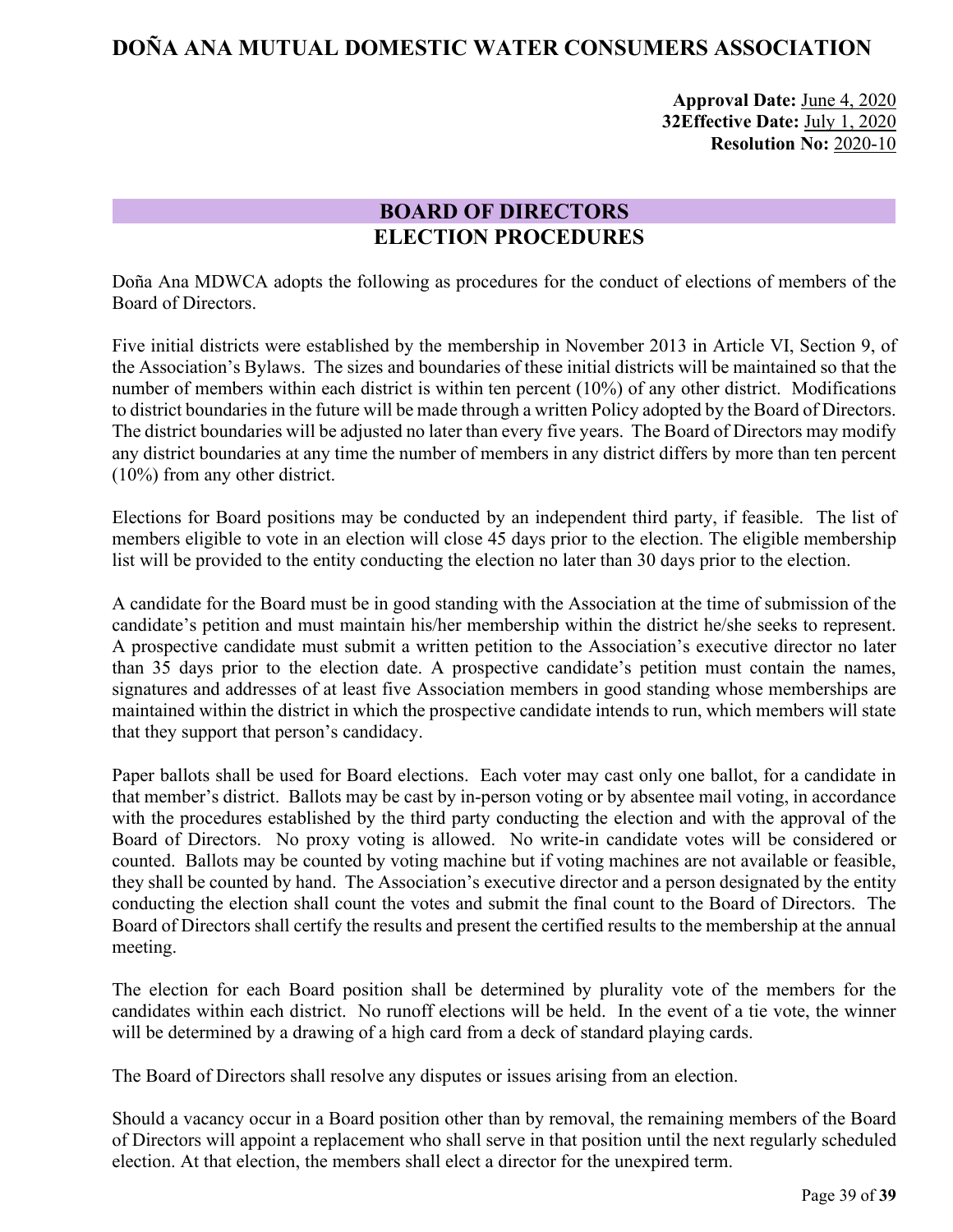# DOÑA ANA MUTUAL DOMESTIC WATER CONSUMERS ASSOCIATION

**Approval Date:** June 4, 2020
**32Effective Date:** July 1, 2020
**Resolution No:** 2020-10

## BOARD OF DIRECTORS
## ELECTION PROCEDURES

Doña Ana MDWCA adopts the following as procedures for the conduct of elections of members of the Board of Directors.

Five initial districts were established by the membership in November 2013 in Article VI, Section 9, of the Association's Bylaws. The sizes and boundaries of these initial districts will be maintained so that the number of members within each district is within ten percent (10%) of any other district. Modifications to district boundaries in the future will be made through a written Policy adopted by the Board of Directors. The district boundaries will be adjusted no later than every five years. The Board of Directors may modify any district boundaries at any time the number of members in any district differs by more than ten percent (10%) from any other district.

Elections for Board positions may be conducted by an independent third party, if feasible. The list of members eligible to vote in an election will close 45 days prior to the election. The eligible membership list will be provided to the entity conducting the election no later than 30 days prior to the election.

A candidate for the Board must be in good standing with the Association at the time of submission of the candidate's petition and must maintain his/her membership within the district he/she seeks to represent. A prospective candidate must submit a written petition to the Association's executive director no later than 35 days prior to the election date. A prospective candidate's petition must contain the names, signatures and addresses of at least five Association members in good standing whose memberships are maintained within the district in which the prospective candidate intends to run, which members will state that they support that person's candidacy.

Paper ballots shall be used for Board elections. Each voter may cast only one ballot, for a candidate in that member's district. Ballots may be cast by in-person voting or by absentee mail voting, in accordance with the procedures established by the third party conducting the election and with the approval of the Board of Directors. No proxy voting is allowed. No write-in candidate votes will be considered or counted. Ballots may be counted by voting machine but if voting machines are not available or feasible, they shall be counted by hand. The Association's executive director and a person designated by the entity conducting the election shall count the votes and submit the final count to the Board of Directors. The Board of Directors shall certify the results and present the certified results to the membership at the annual meeting.

The election for each Board position shall be determined by plurality vote of the members for the candidates within each district. No runoff elections will be held. In the event of a tie vote, the winner will be determined by a drawing of a high card from a deck of standard playing cards.

The Board of Directors shall resolve any disputes or issues arising from an election.

Should a vacancy occur in a Board position other than by removal, the remaining members of the Board of Directors will appoint a replacement who shall serve in that position until the next regularly scheduled election. At that election, the members shall elect a director for the unexpired term.